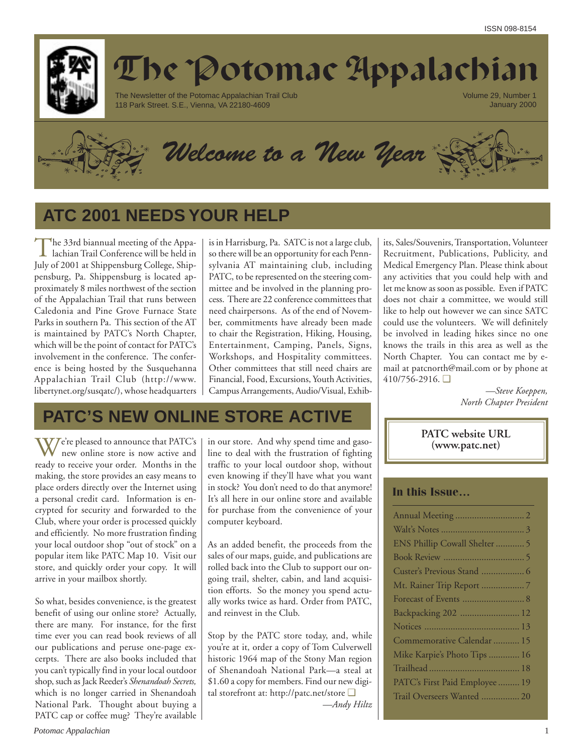ISSN 098-8154

# The Potomac Appalachian

The Newsletter of the Potomac Appalachian Trail Club
118 Park Street. S.E., Vienna, VA 22180-4609

Volume 29, Number 1
January 2000

## *Welcome to a New Year*

## ATC 2001 NEEDS YOUR HELP

The 33rd biannual meeting of the Appalachian Trail Conference will be held in July of 2001 at Shippensburg College, Shippensburg, Pa. Shippensburg is located approximately 8 miles northwest of the section of the Appalachian Trail that runs between Caledonia and Pine Grove Furnace State Parks in southern Pa. This section of the AT is maintained by PATC's North Chapter, which will be the point of contact for PATC's involvement in the conference. The conference is being hosted by the Susquehanna Appalachian Trail Club (http://www.libertynet.org/susqatc/), whose headquarters is in Harrisburg, Pa. SATC is not a large club, so there will be an opportunity for each Pennsylvania AT maintaining club, including PATC, to be represented on the steering committee and be involved in the planning process. There are 22 conference committees that need chairpersons. As of the end of November, commitments have already been made to chair the Registration, Hiking, Housing, Entertainment, Camping, Panels, Signs, Workshops, and Hospitality committees. Other committees that still need chairs are Financial, Food, Excursions, Youth Activities, Campus Arrangements, Audio/Visual, Exhibits, Sales/Souvenirs, Transportation, Volunteer Recruitment, Publications, Publicity, and Medical Emergency Plan. Please think about any activities that you could help with and let me know as soon as possible. Even if PATC does not chair a committee, we would still like to help out however we can since SATC could use the volunteers. We will definitely be involved in leading hikes since no one knows the trails in this area as well as the North Chapter. You can contact me by e-mail at patcnorth@mail.com or by phone at 410/756-2916. ❑

*—Steve Koeppen, North Chapter President*

## PATC'S NEW ONLINE STORE ACTIVE

We're pleased to announce that PATC's new online store is now active and ready to receive your order. Months in the making, the store provides an easy means to place orders directly over the Internet using a personal credit card. Information is encrypted for security and forwarded to the Club, where your order is processed quickly and efficiently. No more frustration finding your local outdoor shop "out of stock" on a popular item like PATC Map 10. Visit our store, and quickly order your copy. It will arrive in your mailbox shortly.

So what, besides convenience, is the greatest benefit of using our online store? Actually, there are many. For instance, for the first time ever you can read book reviews of all our publications and peruse one-page excerpts. There are also books included that you can't typically find in your local outdoor shop, such as Jack Reeder's *Shenandoah Secrets,* which is no longer carried in Shenandoah National Park. Thought about buying a PATC cap or coffee mug? They're available in our store. And why spend time and gasoline to deal with the frustration of fighting traffic to your local outdoor shop, without even knowing if they'll have what you want in stock? You don't need to do that anymore! It's all here in our online store and available for purchase from the convenience of your computer keyboard.

As an added benefit, the proceeds from the sales of our maps, guide, and publications are rolled back into the Club to support our ongoing trail, shelter, cabin, and land acquisition efforts. So the money you spend actually works twice as hard. Order from PATC, and reinvest in the Club.

Stop by the PATC store today, and, while you're at it, order a copy of Tom Culverwell historic 1964 map of the Stony Man region of Shenandoah National Park—a steal at $1.60 a copy for members. Find our new digital storefront at: http://patc.net/store ❑

*—Andy Hiltz*

**PATC website URL (www.patc.net)**

### In this Issue…

| | |
|---|---|
| Annual Meeting | 2 |
| Walt's Notes | 3 |
| ENS Phillip Cowall Shelter | 5 |
| Book Review | 5 |
| Custer's Previous Stand | 6 |
| Mt. Rainer Trip Report | 7 |
| Forecast of Events | 8 |
| Backpacking 202 | 12 |
| Notices | 13 |
| Commemorative Calendar | 15 |
| Mike Karpie's Photo Tips | 16 |
| Trailhead | 18 |
| PATC's First Paid Employee | 19 |
| Trail Overseers Wanted | 20 |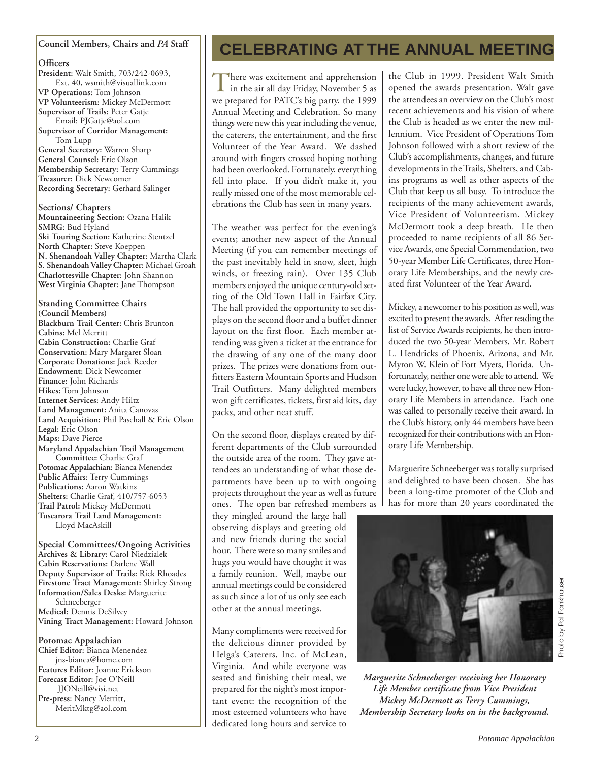**Council Members, Chairs and *PA* Staff**

**Officers**

**President:** Walt Smith, 703/242-0693, Ext. 40, wsmith@visuallink.com
**VP Operations:** Tom Johnson
**VP Volunteerism:** Mickey McDermott
**Supervisor of Trails:** Peter Gatje Email: PJGatje@aol.com
**Supervisor of Corridor Management:** Tom Lupp
**General Secretary:** Warren Sharp
**General Counsel:** Eric Olson
**Membership Secretary:** Terry Cummings
**Treasurer:** Dick Newcomer
**Recording Secretary:** Gerhard Salinger

**Sections/ Chapters**

**Mountaineering Section:** Ozana Halik
**SMRG**: Bud Hyland
**Ski Touring Section:** Katherine Stentzel
**North Chapter:** Steve Koeppen
**N. Shenandoah Valley Chapter:** Martha Clark
**S. Shenandoah Valley Chapter:** Michael Groah
**Charlottesville Chapter:** John Shannon
**West Virginia Chapter:** Jane Thompson

**Standing Committee Chairs (Council Members)**

**Blackburn Trail Center:** Chris Brunton
**Cabins:** Mel Merritt
**Cabin Construction:** Charlie Graf
**Conservation:** Mary Margaret Sloan
**Corporate Donations:** Jack Reeder
**Endowment:** Dick Newcomer
**Finance:** John Richards
**Hikes:** Tom Johnson
**Internet Services:** Andy Hiltz
**Land Management:** Anita Canovas
**Land Acquisition:** Phil Paschall & Eric Olson
**Legal:** Eric Olson
**Maps:** Dave Pierce
**Maryland Appalachian Trail Management Committee:** Charlie Graf
**Potomac Appalachian:** Bianca Menendez
**Public Affairs:** Terry Cummings
**Publications:** Aaron Watkins
**Shelters:** Charlie Graf, 410/757-6053
**Trail Patrol:** Mickey McDermott
**Tuscarora Trail Land Management:** Lloyd MacAskill

**Special Committees/Ongoing Activities**

**Archives & Library:** Carol Niedzialek
**Cabin Reservations:** Darlene Wall
**Deputy Supervisor of Trails:** Rick Rhoades
**Firestone Tract Management:** Shirley Strong
**Information/Sales Desks:** Marguerite Schneeberger
**Medical:** Dennis DeSilvey
**Vining Tract Management:** Howard Johnson

**Potomac Appalachian**

**Chief Editor:** Bianca Menendez jns-bianca@home.com
**Features Editor:** Joanne Erickson
**Forecast Editor:** Joe O'Neill JJONeill@visi.net
**Pre-press:** Nancy Merritt, MeritMktg@aol.com

# CELEBRATING AT THE ANNUAL MEETING

There was excitement and apprehension in the air all day Friday, November 5 as we prepared for PATC's big party, the 1999 Annual Meeting and Celebration. So many things were new this year including the venue, the caterers, the entertainment, and the first Volunteer of the Year Award. We dashed around with fingers crossed hoping nothing had been overlooked. Fortunately, everything fell into place. If you didn't make it, you really missed one of the most memorable celebrations the Club has seen in many years.

The weather was perfect for the evening's events; another new aspect of the Annual Meeting (if you can remember meetings of the past inevitably held in snow, sleet, high winds, or freezing rain). Over 135 Club members enjoyed the unique century-old setting of the Old Town Hall in Fairfax City. The hall provided the opportunity to set displays on the second floor and a buffet dinner layout on the first floor. Each member attending was given a ticket at the entrance for the drawing of any one of the many door prizes. The prizes were donations from outfitters Eastern Mountain Sports and Hudson Trail Outfitters. Many delighted members won gift certificates, tickets, first aid kits, day packs, and other neat stuff.

On the second floor, displays created by different departments of the Club surrounded the outside area of the room. They gave attendees an understanding of what those departments have been up to with ongoing projects throughout the year as well as future ones. The open bar refreshed members as they mingled around the large hall observing displays and greeting old and new friends during the social hour. There were so many smiles and hugs you would have thought it was a family reunion. Well, maybe our annual meetings could be considered as such since a lot of us only see each other at the annual meetings.

Many compliments were received for the delicious dinner provided by Helga's Caterers, Inc. of McLean, Virginia. And while everyone was seated and finishing their meal, we prepared for the night's most important event: the recognition of the most esteemed volunteers who have dedicated long hours and service to the Club in 1999. President Walt Smith opened the awards presentation. Walt gave the attendees an overview on the Club's most recent achievements and his vision of where the Club is headed as we enter the new millennium. Vice President of Operations Tom Johnson followed with a short review of the Club's accomplishments, changes, and future developments in the Trails, Shelters, and Cabins programs as well as other aspects of the Club that keep us all busy. To introduce the recipients of the many achievement awards, Vice President of Volunteerism, Mickey McDermott took a deep breath. He then proceeded to name recipients of all 86 Service Awards, one Special Commendation, two 50-year Member Life Certificates, three Honorary Life Memberships, and the newly created first Volunteer of the Year Award.

Mickey, a newcomer to his position as well, was excited to present the awards. After reading the list of Service Awards recipients, he then introduced the two 50-year Members, Mr. Robert L. Hendricks of Phoenix, Arizona, and Mr. Myron W. Klein of Fort Myers, Florida. Unfortunately, neither one were able to attend. We were lucky, however, to have all three new Honorary Life Members in attendance. Each one was called to personally receive their award. In the Club's history, only 44 members have been recognized for their contributions with an Honorary Life Membership.

Marguerite Schneeberger was totally surprised and delighted to have been chosen. She has been a long-time promoter of the Club and has for more than 20 years coordinated the

Photo by Pat Fankhauser

***Marguerite Schneeberger receiving her Honorary Life Member certificate from Vice President Mickey McDermott as Terry Cummings, Membership Secretary looks on in the background.***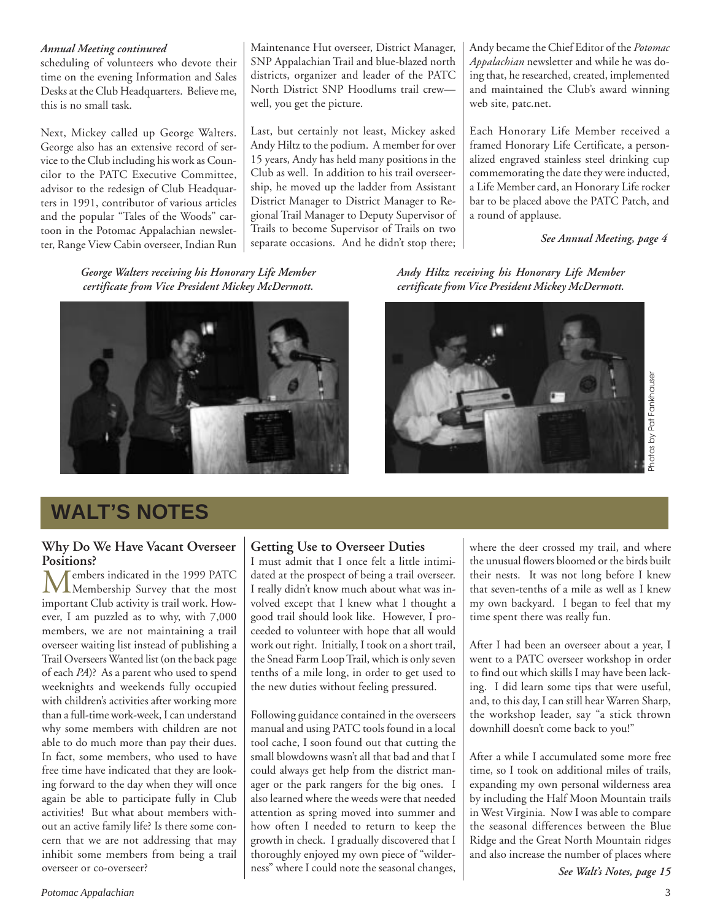*Annual Meeting continued*

scheduling of volunteers who devote their time on the evening Information and Sales Desks at the Club Headquarters. Believe me, this is no small task.

Next, Mickey called up George Walters. George also has an extensive record of service to the Club including his work as Councilor to the PATC Executive Committee, advisor to the redesign of Club Headquarters in 1991, contributor of various articles and the popular "Tales of the Woods" cartoon in the Potomac Appalachian newsletter, Range View Cabin overseer, Indian Run Maintenance Hut overseer, District Manager, SNP Appalachian Trail and blue-blazed north districts, organizer and leader of the PATC North District SNP Hoodlums trail crew—well, you get the picture.

Last, but certainly not least, Mickey asked Andy Hiltz to the podium. A member for over 15 years, Andy has held many positions in the Club as well. In addition to his trail overseership, he moved up the ladder from Assistant District Manager to District Manager to Regional Trail Manager to Deputy Supervisor of Trails to become Supervisor of Trails on two separate occasions. And he didn't stop there; Andy became the Chief Editor of the *Potomac Appalachian* newsletter and while he was doing that, he researched, created, implemented and maintained the Club's award winning web site, patc.net.

Each Honorary Life Member received a framed Honorary Life Certificate, a personalized engraved stainless steel drinking cup commemorating the date they were inducted, a Life Member card, an Honorary Life rocker bar to be placed above the PATC Patch, and a round of applause.

***See Annual Meeting, page 4***

*George Walters receiving his Honorary Life Member certificate from Vice President Mickey McDermott.*

*Andy Hiltz receiving his Honorary Life Member certificate from Vice President Mickey McDermott.*

Photos by Pat Fankhauser

# WALT'S NOTES

## Why Do We Have Vacant Overseer Positions?

Members indicated in the 1999 PATC Membership Survey that the most important Club activity is trail work. However, I am puzzled as to why, with 7,000 members, we are not maintaining a trail overseer waiting list instead of publishing a Trail Overseers Wanted list (on the back page of each *PA*)? As a parent who used to spend weeknights and weekends fully occupied with children's activities after working more than a full-time work-week, I can understand why some members with children are not able to do much more than pay their dues. In fact, some members, who used to have free time have indicated that they are looking forward to the day when they will once again be able to participate fully in Club activities! But what about members without an active family life? Is there some concern that we are not addressing that may inhibit some members from being a trail overseer or co-overseer?

## Getting Use to Overseer Duties

I must admit that I once felt a little intimidated at the prospect of being a trail overseer. I really didn't know much about what was involved except that I knew what I thought a good trail should look like. However, I proceeded to volunteer with hope that all would work out right. Initially, I took on a short trail, the Snead Farm Loop Trail, which is only seven tenths of a mile long, in order to get used to the new duties without feeling pressured.

Following guidance contained in the overseers manual and using PATC tools found in a local tool cache, I soon found out that cutting the small blowdowns wasn't all that bad and that I could always get help from the district manager or the park rangers for the big ones. I also learned where the weeds were that needed attention as spring moved into summer and how often I needed to return to keep the growth in check. I gradually discovered that I thoroughly enjoyed my own piece of "wilderness" where I could note the seasonal changes, where the deer crossed my trail, and where the unusual flowers bloomed or the birds built their nests. It was not long before I knew that seven-tenths of a mile as well as I knew my own backyard. I began to feel that my time spent there was really fun.

After I had been an overseer about a year, I went to a PATC overseer workshop in order to find out which skills I may have been lacking. I did learn some tips that were useful, and, to this day, I can still hear Warren Sharp, the workshop leader, say "a stick thrown downhill doesn't come back to you!"

After a while I accumulated some more free time, so I took on additional miles of trails, expanding my own personal wilderness area by including the Half Moon Mountain trails in West Virginia. Now I was able to compare the seasonal differences between the Blue Ridge and the Great North Mountain ridges and also increase the number of places where

***See Walt's Notes, page 15***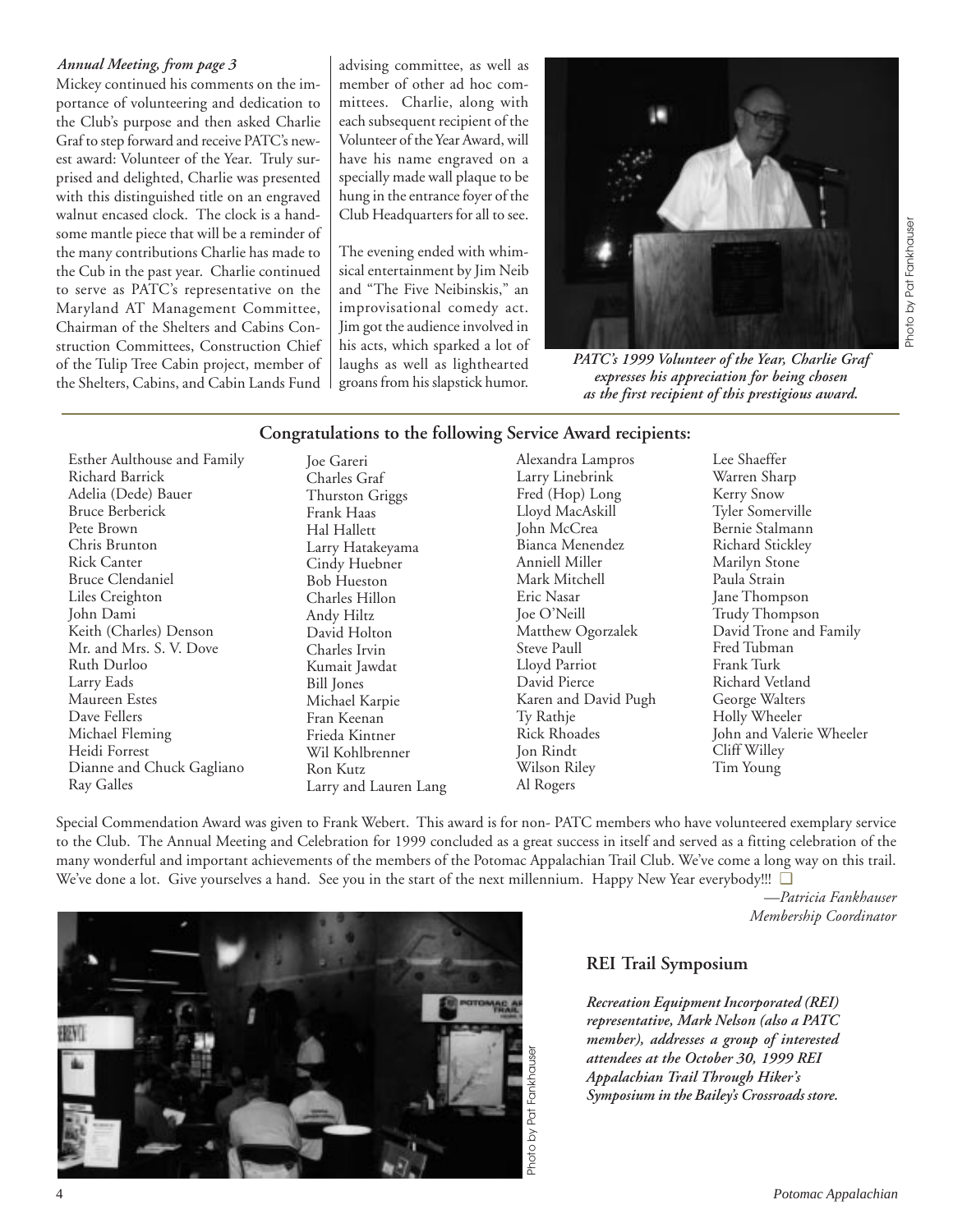*Annual Meeting, from page 3*

Mickey continued his comments on the importance of volunteering and dedication to the Club's purpose and then asked Charlie Graf to step forward and receive PATC's newest award: Volunteer of the Year. Truly surprised and delighted, Charlie was presented with this distinguished title on an engraved walnut encased clock. The clock is a handsome mantle piece that will be a reminder of the many contributions Charlie has made to the Cub in the past year. Charlie continued to serve as PATC's representative on the Maryland AT Management Committee, Chairman of the Shelters and Cabins Construction Committees, Construction Chief of the Tulip Tree Cabin project, member of the Shelters, Cabins, and Cabin Lands Fund advising committee, as well as member of other ad hoc committees. Charlie, along with each subsequent recipient of the Volunteer of the Year Award, will have his name engraved on a specially made wall plaque to be hung in the entrance foyer of the Club Headquarters for all to see.

The evening ended with whimsical entertainment by Jim Neib and "The Five Neibinskis," an improvisational comedy act. Jim got the audience involved in his acts, which sparked a lot of laughs as well as lighthearted groans from his slapstick humor.

Photo by Pat Fankhauser

***PATC's 1999 Volunteer of the Year, Charlie Graf expresses his appreciation for being chosen as the first recipient of this prestigious award.***

## Congratulations to the following Service Award recipients:

Esther Aulthouse and Family
Richard Barrick
Adelia (Dede) Bauer
Bruce Berberick
Pete Brown
Chris Brunton
Rick Canter
Bruce Clendaniel
Liles Creighton
John Dami
Keith (Charles) Denson
Mr. and Mrs. S. V. Dove
Ruth Durloo
Larry Eads
Maureen Estes
Dave Fellers
Michael Fleming
Heidi Forrest
Dianne and Chuck Gagliano
Ray Galles
Joe Gareri
Charles Graf
Thurston Griggs
Frank Haas
Hal Hallett
Larry Hatakeyama
Cindy Huebner
Bob Hueston
Charles Hillon
Andy Hiltz
David Holton
Charles Irvin
Kumait Jawdat
Bill Jones
Michael Karpie
Fran Keenan
Frieda Kintner
Wil Kohlbrenner
Ron Kutz
Larry and Lauren Lang
Alexandra Lampros
Larry Linebrink
Fred (Hop) Long
Lloyd MacAskill
John McCrea
Bianca Menendez
Anniell Miller
Mark Mitchell
Eric Nasar
Joe O'Neill
Matthew Ogorzalek
Steve Paull
Lloyd Parriot
David Pierce
Karen and David Pugh
Ty Rathje
Rick Rhoades
Jon Rindt
Wilson Riley
Al Rogers
Lee Shaeffer
Warren Sharp
Kerry Snow
Tyler Somerville
Bernie Stalmann
Richard Stickley
Marilyn Stone
Paula Strain
Jane Thompson
Trudy Thompson
David Trone and Family
Fred Tubman
Frank Turk
Richard Vetland
George Walters
Holly Wheeler
John and Valerie Wheeler
Cliff Willey
Tim Young

Special Commendation Award was given to Frank Webert. This award is for non- PATC members who have volunteered exemplary service to the Club. The Annual Meeting and Celebration for 1999 concluded as a great success in itself and served as a fitting celebration of the many wonderful and important achievements of the members of the Potomac Appalachian Trail Club. We've come a long way on this trail. We've done a lot. Give yourselves a hand. See you in the start of the next millennium. Happy New Year everybody!!! ❑

*—Patricia Fankhauser*
*Membership Coordinator*

Photo by Pat Fankhauser

## REI Trail Symposium

***Recreation Equipment Incorporated (REI) representative, Mark Nelson (also a PATC member), addresses a group of interested attendees at the October 30, 1999 REI Appalachian Trail Through Hiker's Symposium in the Bailey's Crossroads store.***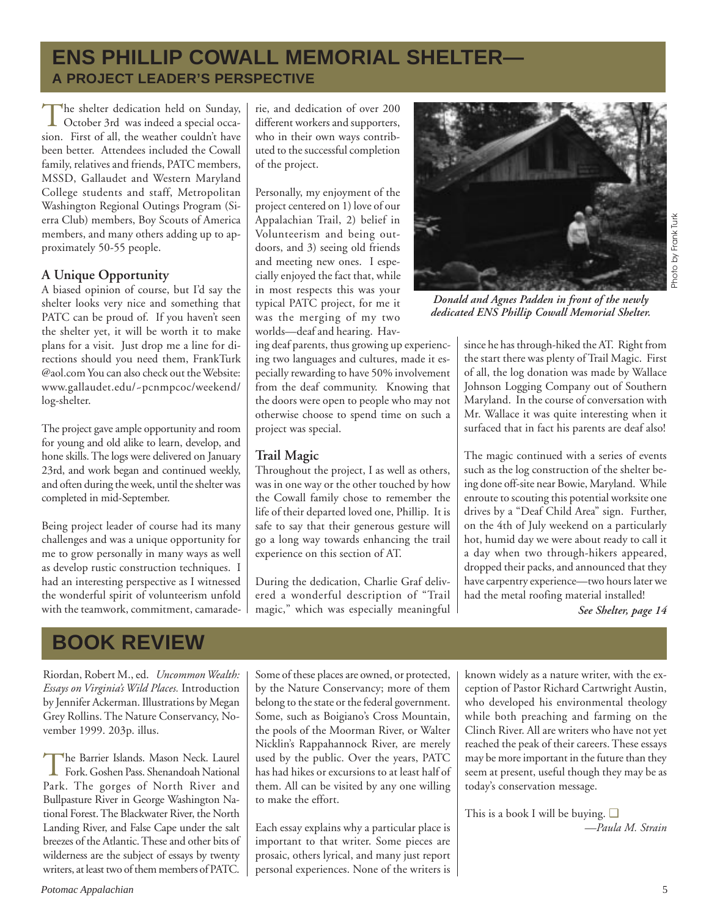# ENS PHILLIP COWALL MEMORIAL SHELTER—

## A PROJECT LEADER'S PERSPECTIVE

The shelter dedication held on Sunday, October 3rd was indeed a special occasion. First of all, the weather couldn't have been better. Attendees included the Cowall family, relatives and friends, PATC members, MSSD, Gallaudet and Western Maryland College students and staff, Metropolitan Washington Regional Outings Program (Sierra Club) members, Boy Scouts of America members, and many others adding up to approximately 50-55 people.

### A Unique Opportunity

A biased opinion of course, but I'd say the shelter looks very nice and something that PATC can be proud of. If you haven't seen the shelter yet, it will be worth it to make plans for a visit. Just drop me a line for directions should you need them, FrankTurk @aol.com You can also check out the Website: www.gallaudet.edu/~pcnmpcoc/weekend/log-shelter.

The project gave ample opportunity and room for young and old alike to learn, develop, and hone skills. The logs were delivered on January 23rd, and work began and continued weekly, and often during the week, until the shelter was completed in mid-September.

Being project leader of course had its many challenges and was a unique opportunity for me to grow personally in many ways as well as develop rustic construction techniques. I had an interesting perspective as I witnessed the wonderful spirit of volunteerism unfold with the teamwork, commitment, camaraderie, and dedication of over 200 different workers and supporters, who in their own ways contributed to the successful completion of the project.

Personally, my enjoyment of the project centered on 1) love of our Appalachian Trail, 2) belief in Volunteerism and being outdoors, and 3) seeing old friends and meeting new ones. I especially enjoyed the fact that, while in most respects this was your typical PATC project, for me it was the merging of my two worlds—deaf and hearing. Having deaf parents, thus growing up experiencing two languages and cultures, made it especially rewarding to have 50% involvement from the deaf community. Knowing that the doors were open to people who may not otherwise choose to spend time on such a project was special.

### Trail Magic

Throughout the project, I as well as others, was in one way or the other touched by how the Cowall family chose to remember the life of their departed loved one, Phillip. It is safe to say that their generous gesture will go a long way towards enhancing the trail experience on this section of AT.

During the dedication, Charlie Graf delivered a wonderful description of "Trail magic," which was especially meaningful since he has through-hiked the AT. Right from the start there was plenty of Trail Magic. First of all, the log donation was made by Wallace Johnson Logging Company out of Southern Maryland. In the course of conversation with Mr. Wallace it was quite interesting when it surfaced that in fact his parents are deaf also!

Photo by Frank Turk

***Donald and Agnes Padden in front of the newly dedicated ENS Phillip Cowall Memorial Shelter.***

The magic continued with a series of events such as the log construction of the shelter being done off-site near Bowie, Maryland. While enroute to scouting this potential worksite one drives by a "Deaf Child Area" sign. Further, on the 4th of July weekend on a particularly hot, humid day we were about ready to call it a day when two through-hikers appeared, dropped their packs, and announced that they have carpentry experience—two hours later we had the metal roofing material installed!

***See Shelter, page 14***

# BOOK REVIEW

Riordan, Robert M., ed. *Uncommon Wealth: Essays on Virginia's Wild Places.* Introduction by Jennifer Ackerman. Illustrations by Megan Grey Rollins. The Nature Conservancy, November 1999. 203p. illus.

The Barrier Islands. Mason Neck. Laurel Fork. Goshen Pass. Shenandoah National Park. The gorges of North River and Bullpasture River in George Washington National Forest. The Blackwater River, the North Landing River, and False Cape under the salt breezes of the Atlantic. These and other bits of wilderness are the subject of essays by twenty writers, at least two of them members of PATC. Some of these places are owned, or protected, by the Nature Conservancy; more of them belong to the state or the federal government. Some, such as Boigiano's Cross Mountain, the pools of the Moorman River, or Walter Nicklin's Rappahannock River, are merely used by the public. Over the years, PATC has had hikes or excursions to at least half of them. All can be visited by any one willing to make the effort.

Each essay explains why a particular place is important to that writer. Some pieces are prosaic, others lyrical, and many just report personal experiences. None of the writers is known widely as a nature writer, with the exception of Pastor Richard Cartwright Austin, who developed his environmental theology while both preaching and farming on the Clinch River. All are writers who have not yet reached the peak of their careers. These essays may be more important in the future than they seem at present, useful though they may be as today's conservation message.

This is a book I will be buying. ❑

*—Paula M. Strain*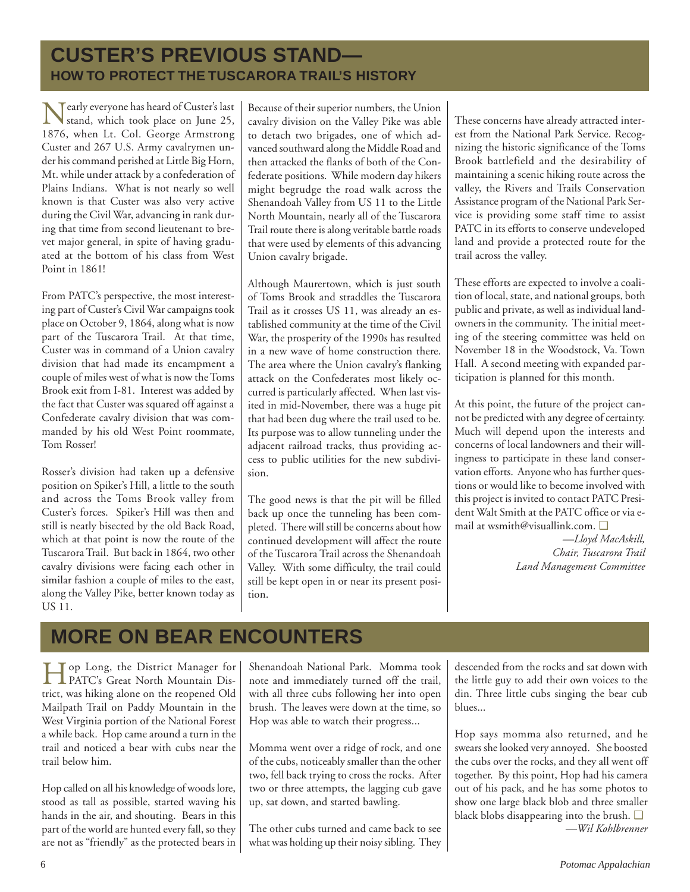# CUSTER'S PREVIOUS STAND—

## HOW TO PROTECT THE TUSCARORA TRAIL'S HISTORY

Nearly everyone has heard of Custer's last stand, which took place on June 25, 1876, when Lt. Col. George Armstrong Custer and 267 U.S. Army cavalrymen under his command perished at Little Big Horn, Mt. while under attack by a confederation of Plains Indians. What is not nearly so well known is that Custer was also very active during the Civil War, advancing in rank during that time from second lieutenant to brevet major general, in spite of having graduated at the bottom of his class from West Point in 1861!

From PATC's perspective, the most interesting part of Custer's Civil War campaigns took place on October 9, 1864, along what is now part of the Tuscarora Trail. At that time, Custer was in command of a Union cavalry division that had made its encampment a couple of miles west of what is now the Toms Brook exit from I-81. Interest was added by the fact that Custer was squared off against a Confederate cavalry division that was commanded by his old West Point roommate, Tom Rosser!

Rosser's division had taken up a defensive position on Spiker's Hill, a little to the south and across the Toms Brook valley from Custer's forces. Spiker's Hill was then and still is neatly bisected by the old Back Road, which at that point is now the route of the Tuscarora Trail. But back in 1864, two other cavalry divisions were facing each other in similar fashion a couple of miles to the east, along the Valley Pike, better known today as US 11.

Because of their superior numbers, the Union cavalry division on the Valley Pike was able to detach two brigades, one of which advanced southward along the Middle Road and then attacked the flanks of both of the Confederate positions. While modern day hikers might begrudge the road walk across the Shenandoah Valley from US 11 to the Little North Mountain, nearly all of the Tuscarora Trail route there is along veritable battle roads that were used by elements of this advancing Union cavalry brigade.

Although Maurertown, which is just south of Toms Brook and straddles the Tuscarora Trail as it crosses US 11, was already an established community at the time of the Civil War, the prosperity of the 1990s has resulted in a new wave of home construction there. The area where the Union cavalry's flanking attack on the Confederates most likely occurred is particularly affected. When last visited in mid-November, there was a huge pit that had been dug where the trail used to be. Its purpose was to allow tunneling under the adjacent railroad tracks, thus providing access to public utilities for the new subdivision.

The good news is that the pit will be filled back up once the tunneling has been completed. There will still be concerns about how continued development will affect the route of the Tuscarora Trail across the Shenandoah Valley. With some difficulty, the trail could still be kept open in or near its present position.

These concerns have already attracted interest from the National Park Service. Recognizing the historic significance of the Toms Brook battlefield and the desirability of maintaining a scenic hiking route across the valley, the Rivers and Trails Conservation Assistance program of the National Park Service is providing some staff time to assist PATC in its efforts to conserve undeveloped land and provide a protected route for the trail across the valley.

These efforts are expected to involve a coalition of local, state, and national groups, both public and private, as well as individual landowners in the community. The initial meeting of the steering committee was held on November 18 in the Woodstock, Va. Town Hall. A second meeting with expanded participation is planned for this month.

At this point, the future of the project cannot be predicted with any degree of certainty. Much will depend upon the interests and concerns of local landowners and their willingness to participate in these land conservation efforts. Anyone who has further questions or would like to become involved with this project is invited to contact PATC President Walt Smith at the PATC office or via e-mail at wsmith@visuallink.com. ❑

*—Lloyd MacAskill,*
*Chair, Tuscarora Trail*
*Land Management Committee*

# MORE ON BEAR ENCOUNTERS

Hop Long, the District Manager for PATC's Great North Mountain District, was hiking alone on the reopened Old Mailpath Trail on Paddy Mountain in the West Virginia portion of the National Forest a while back. Hop came around a turn in the trail and noticed a bear with cubs near the trail below him.

Hop called on all his knowledge of woods lore, stood as tall as possible, started waving his hands in the air, and shouting. Bears in this part of the world are hunted every fall, so they are not as "friendly" as the protected bears in Shenandoah National Park. Momma took note and immediately turned off the trail, with all three cubs following her into open brush. The leaves were down at the time, so Hop was able to watch their progress...

Momma went over a ridge of rock, and one of the cubs, noticeably smaller than the other two, fell back trying to cross the rocks. After two or three attempts, the lagging cub gave up, sat down, and started bawling.

The other cubs turned and came back to see what was holding up their noisy sibling. They descended from the rocks and sat down with the little guy to add their own voices to the din. Three little cubs singing the bear cub blues...

Hop says momma also returned, and he swears she looked very annoyed. She boosted the cubs over the rocks, and they all went off together. By this point, Hop had his camera out of his pack, and he has some photos to show one large black blob and three smaller black blobs disappearing into the brush. ❑

*—Wil Kohlbrenner*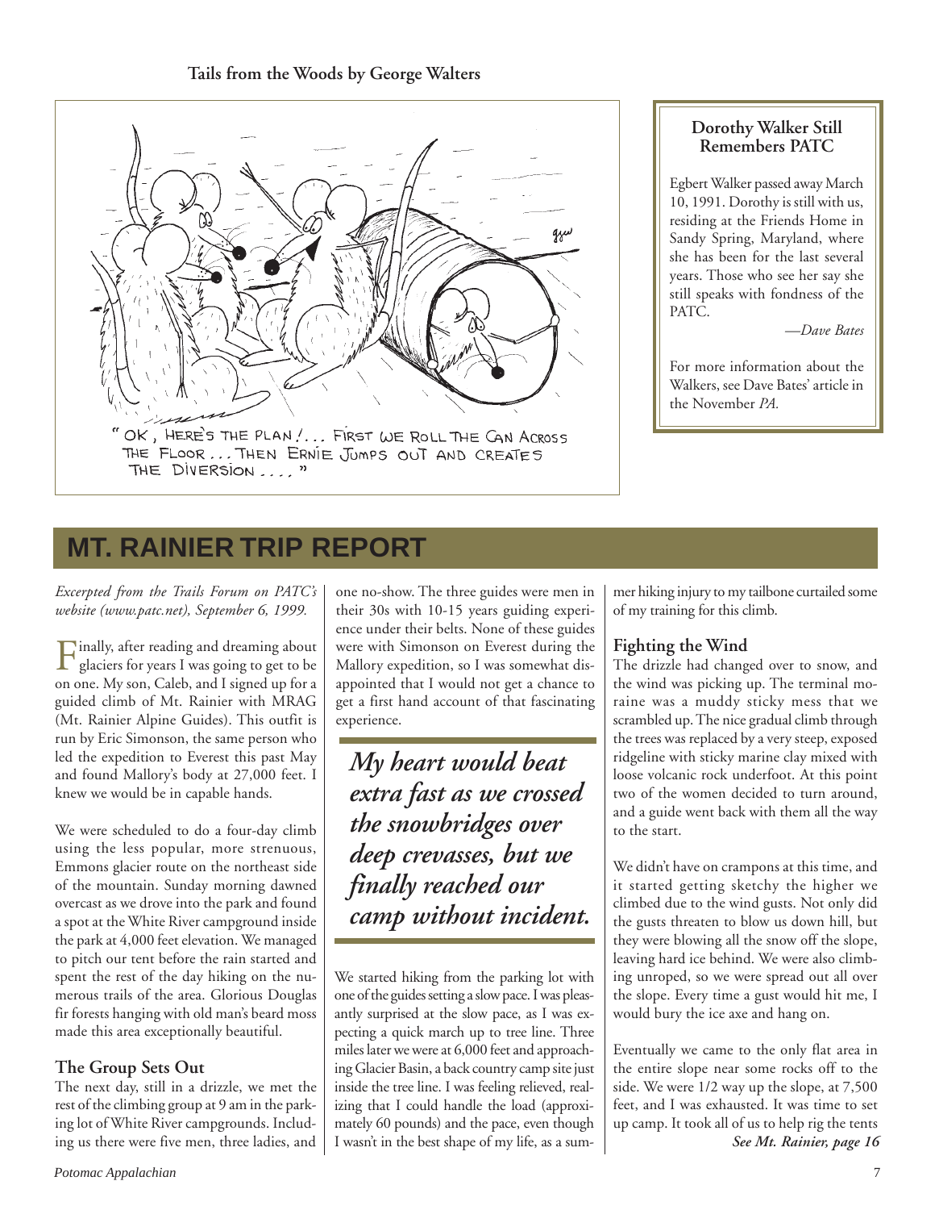**Tails from the Woods by George Walters**

"OK, HERE'S THE PLAN!... FIRST WE ROLL THE CAN ACROSS THE FLOOR... THEN ERNIE JUMPS OUT AND CREATES THE DIVERSION...."

### Dorothy Walker Still Remembers PATC

Egbert Walker passed away March 10, 1991. Dorothy is still with us, residing at the Friends Home in Sandy Spring, Maryland, where she has been for the last several years. Those who see her say she still speaks with fondness of the PATC.

*—Dave Bates*

For more information about the Walkers, see Dave Bates' article in the November *PA.*

# MT. RAINIER TRIP REPORT

*Excerpted from the Trails Forum on PATC's website (www.patc.net), September 6, 1999.*

Finally, after reading and dreaming about glaciers for years I was going to get to be on one. My son, Caleb, and I signed up for a guided climb of Mt. Rainier with MRAG (Mt. Rainier Alpine Guides). This outfit is run by Eric Simonson, the same person who led the expedition to Everest this past May and found Mallory's body at 27,000 feet. I knew we would be in capable hands.

We were scheduled to do a four-day climb using the less popular, more strenuous, Emmons glacier route on the northeast side of the mountain. Sunday morning dawned overcast as we drove into the park and found a spot at the White River campground inside the park at 4,000 feet elevation. We managed to pitch our tent before the rain started and spent the rest of the day hiking on the numerous trails of the area. Glorious Douglas fir forests hanging with old man's beard moss made this area exceptionally beautiful.

### The Group Sets Out

The next day, still in a drizzle, we met the rest of the climbing group at 9 am in the parking lot of White River campgrounds. Including us there were five men, three ladies, and one no-show. The three guides were men in their 30s with 10-15 years guiding experience under their belts. None of these guides were with Simonson on Everest during the Mallory expedition, so I was somewhat disappointed that I would not get a chance to get a first hand account of that fascinating experience.

> ***My heart would beat extra fast as we crossed the snowbridges over deep crevasses, but we finally reached our camp without incident.***

We started hiking from the parking lot with one of the guides setting a slow pace. I was pleasantly surprised at the slow pace, as I was expecting a quick march up to tree line. Three miles later we were at 6,000 feet and approaching Glacier Basin, a back country camp site just inside the tree line. I was feeling relieved, realizing that I could handle the load (approximately 60 pounds) and the pace, even though I wasn't in the best shape of my life, as a summer hiking injury to my tailbone curtailed some of my training for this climb.

### Fighting the Wind

The drizzle had changed over to snow, and the wind was picking up. The terminal moraine was a muddy sticky mess that we scrambled up. The nice gradual climb through the trees was replaced by a very steep, exposed ridgeline with sticky marine clay mixed with loose volcanic rock underfoot. At this point two of the women decided to turn around, and a guide went back with them all the way to the start.

We didn't have on crampons at this time, and it started getting sketchy the higher we climbed due to the wind gusts. Not only did the gusts threaten to blow us down hill, but they were blowing all the snow off the slope, leaving hard ice behind. We were also climbing unroped, so we were spread out all over the slope. Every time a gust would hit me, I would bury the ice axe and hang on.

Eventually we came to the only flat area in the entire slope near some rocks off to the side. We were 1/2 way up the slope, at 7,500 feet, and I was exhausted. It was time to set up camp. It took all of us to help rig the tents

***See Mt. Rainier, page 16***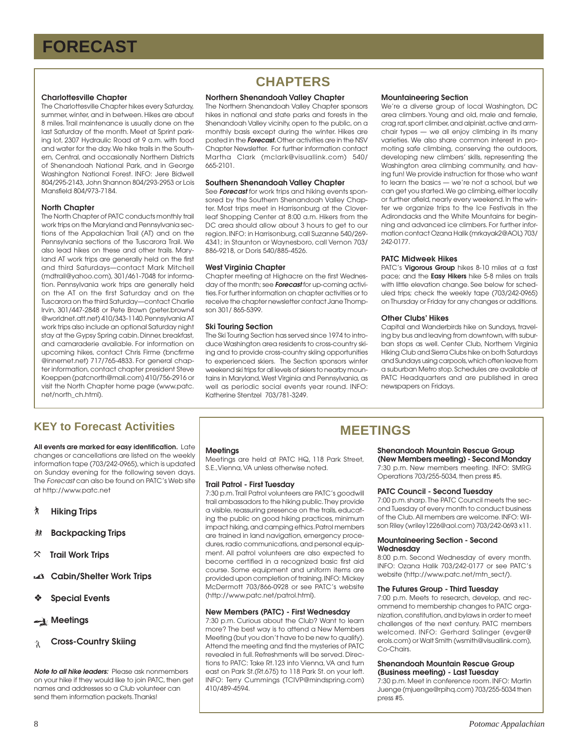# FORECAST

## CHAPTERS

### Charlottesville Chapter

The Charlottesville Chapter hikes every Saturday, summer, winter, and in between. Hikes are about 8 miles. Trail maintenance is usually done on the last Saturday of the month. Meet at Sprint parking lot, 2307 Hydraulic Road at 9 a.m. with food and water for the day. We hike trails in the Southern, Central, and occasionally Northern Districts of Shenandoah National Park, and in George Washington National Forest. INFO: Jere Bidwell 804/295-2143, John Shannon 804/293-2953 or Lois Mansfield 804/973-7184.

### North Chapter

The North Chapter of PATC conducts monthly trail work trips on the Maryland and Pennsylvania sections of the Appalachian Trail (AT) and on the Pennsylvania sections of the Tuscarora Trail. We also lead hikes on these and other trails. Maryland AT work trips are generally held on the first and third Saturdays—contact Mark Mitchell (mdtrail@yahoo.com), 301/461-7048 for information. Pennsylvania work trips are generally held on the AT on the first Saturday and on the Tuscarora on the third Saturday—contact Charlie Irvin, 301/447-2848 or Pete Brown (peter.brown4 @worldnet.att.net) 410/343-1140. Pennsylvania AT work trips also include an optional Saturday night stay at the Gypsy Spring cabin. Dinner, breakfast, and camaraderie available. For information on upcoming hikes, contact Chris Firme (bncfirme @innernet.net) 717/765-4833. For general chapter information, contact chapter president Steve Koeppen (patcnorth@mail.com) 410/756-2916 or visit the North Chapter home page (www.patc.net/north_ch.html).

### Northern Shenandoah Valley Chapter

The Northern Shenandoah Valley Chapter sponsors hikes in national and state parks and forests in the Shenandoah Valley vicinity, open to the public, on a monthly basis except during the winter. Hikes are posted in the ***Forecast***. Other activities are in the NSV Chapter Newsletter. For further information contact Martha Clark (mclark@visuallink.com) 540/665-2101.

### Southern Shenandoah Valley Chapter

See ***Forecast*** for work trips and hiking events sponsored by the Southern Shenandoah Valley Chapter. Most trips meet in Harrisonburg at the Cloverleaf Shopping Center at 8:00 a.m. Hikers from the DC area should allow about 3 hours to get to our region. INFO: in Harrisonburg, call Suzanne 540/269-4341; in Staunton or Waynesboro, call Vernon 703/886-9218, or Doris 540/885-4526.

### West Virginia Chapter

Chapter meeting at Highacre on the first Wednesday of the month; see ***Forecast*** for up-coming activities. For further information on chapter activities or to receive the chapter newsletter contact Jane Thompson 301/ 865-5399.

### Ski Touring Section

The Ski Touring Section has served since 1974 to introduce Washington area residents to cross-country skiing and to provide cross-country skiing opportunities to experienced skiers. The Section sponsors winter weekend ski trips for all levels of skiers to nearby mountains in Maryland, West Virginia and Pennsylvania, as well as periodic social events year round. INFO: Katherine Stentzel 703/781-3249.

### Mountaineering Section

We're a diverse group of local Washington, DC area climbers. Young and old, male and female, crag rat, sport climber, and alpinist, active and armchair types — we all enjoy climbing in its many varieties. We also share common interest in promoting safe climbing, conserving the outdoors, developing new climbers' skills, representing the Washington area climbing community, and having fun! We provide instruction for those who want to learn the basics — we're not a school, but we can get you started. We go climbing, either locally or further afield, nearly every weekend. In the winter we organize trips to the Ice Festivals in the Adirondacks and the White Mountains for beginning and advanced ice climbers. For further information contact Ozana Halik (mrkayak2@AOL) 703/242-0177.

### PATC Midweek Hikes

PATC's **Vigorous Group** hikes 8-10 miles at a fast pace; and the **Easy Hikers** hike 5-8 miles on trails with little elevation change. See below for scheduled trips; check the weekly tape (703/242-0965) on Thursday or Friday for any changes or additions.

### Other Clubs' Hikes

Capital and Wanderbirds hike on Sundays, traveling by bus and leaving from downtown, with suburban stops as well. Center Club, Northern Virginia Hiking Club and Sierra Clubs hike on both Saturdays and Sundays using carpools, which often leave from a suburban Metro stop. Schedules are available at PATC Headquarters and are published in area newspapers on Fridays.

## KEY to Forecast Activities

**All events are marked for easy identification.** Late changes or cancellations are listed on the weekly information tape (703/242-0965), which is updated on Sunday evening for the following seven days. The *Forecast* can also be found on PATC's Web site at http://www.patc.net

- **Hiking Trips**
- **Backpacking Trips**
- **Trail Work Trips**
- **Cabin/Shelter Work Trips**
- **Special Events**
- **Meetings**
- **Cross-Country Skiing**

***Note to all hike leaders:*** Please ask nonmembers on your hike if they would like to join PATC, then get names and addresses so a Club volunteer can send them information packets. Thanks!

## MEETINGS

### Meetings

Meetings are held at PATC HQ, 118 Park Street, S.E., Vienna, VA unless otherwise noted.

### Trail Patrol - First Tuesday

7:30 p.m. Trail Patrol volunteers are PATC's goodwill trail ambassadors to the hiking public. They provide a visible, reassuring presence on the trails, educating the public on good hiking practices, minimum impact hiking, and camping ethics. Patrol members are trained in land navigation, emergency procedures, radio communications, and personal equipment. All patrol volunteers are also expected to become certified in a recognized basic first aid course. Some equipment and uniform items are provided upon completion of training. INFO: Mickey McDermott 703/866-0928 or see PATC's website (http://www.patc.net/patrol.html).

### New Members (PATC) - First Wednesday

7:30 p.m. Curious about the Club? Want to learn more? The best way is to attend a New Members Meeting (but you don't have to be new to qualify). Attend the meeting and find the mysteries of PATC revealed in full. Refreshments will be served. Directions to PATC: Take Rt.123 into Vienna, VA and turn east on Park St.(Rt.675) to 118 Park St. on your left. INFO: Terry Cummings (TCIVP@mindspring.com) 410/489-4594.

### Shenandoah Mountain Rescue Group (New Members meeting) - Second Monday

7:30 p.m. New members meeting. INFO: SMRG Operations 703/255-5034, then press #5.

### PATC Council - Second Tuesday

7:00 p.m. sharp. The PATC Council meets the second Tuesday of every month to conduct business of the Club. All members are welcome. INFO: Wilson Riley (wriley1226@aol.com) 703/242-0693 x11.

### Mountaineering Section - Second Wednesday

8:00 p.m. Second Wednesday of every month. INFO: Ozana Halik 703/242-0177 or see PATC's website (http://www.patc.net/mtn_sect/).

### The Futures Group - Third Tuesday

7:00 p.m. Meets to research, develop, and recommend to membership changes to PATC organization, constitution, and bylaws in order to meet challenges of the next century. PATC members welcomed. INFO: Gerhard Salinger (evger@ erols.com) or Walt Smith (wsmith@visuallink.com), Co-Chairs.

### Shenandoah Mountain Rescue Group (Business meeting) - Last Tuesday

7:30 p.m. Meet in conference room. INFO: Martin Juenge (mjuenge@rpihq.com) 703/255-5034 then press #5.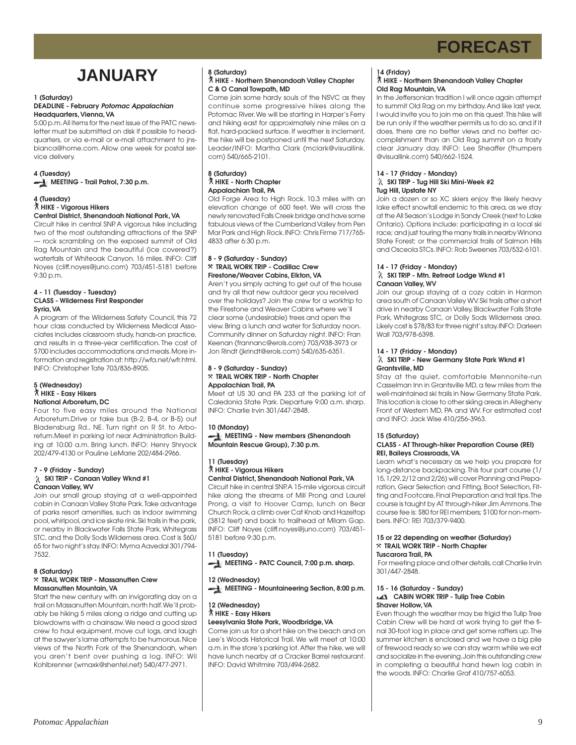# FORECAST

## JANUARY

**1 (Saturday)**
**DEADLINE - February *Potomac Appalachian***
**Headquarters, Vienna, VA**
5:00 p.m. All items for the next issue of the PATC newsletter must be submitted on disk if possible to headquarters, or via e-mail or e-mail attachment to jnsbianca@home.com. Allow one week for postal service delivery.

**4 (Tuesday)**
**MEETING - Trail Patrol, 7:30 p.m.**

**4 (Tuesday)**
**HIKE - Vigorous Hikers**
**Central District, Shenandoah National Park, VA**
Circuit hike in central SNP. A vigorous hike including two of the most outstanding attractions of the SNP — rock scrambling on the exposed summit of Old Rag Mountain and the beautiful (ice covered?) waterfalls of Whiteoak Canyon. 16 miles. INFO: Cliff Noyes (cliff.noyes@juno.com) 703/451-5181 before 9:30 p.m.

**4 - 11 (Tuesday - Tuesday)**
**CLASS - Wilderness First Responder**
**Syria, VA**
A program of the Wilderness Safety Council, this 72 hour class conducted by Wilderness Medical Associates includes classroom study, hands-on practice, and results in a three-year certification. The cost of $700 includes accommodations and meals. More information and registration at: http://wfa.net/wfr.html. INFO: Christopher Tate 703/836-8905.

**5 (Wednesday)**
**HIKE - Easy Hikers**
**National Arboretum, DC**
Four to five easy miles around the National Arboretum.Drive or take bus (B-2, B-4, or B-5) out Bladensburg Rd., NE. Turn right on R St. to Arboretum.Meet in parking lot near Administration Building at 10:00 a.m. Bring lunch. INFO: Henry Shryock 202/479-4130 or Pauline LeMarie 202/484-2966.

**7 - 9 (Friday - Sunday)**
**SKI TRIP - Canaan Valley Wknd #1**
**Canaan Valley, WV**
Join our small group staying at a well-appointed cabin in Canaan Valley State Park. Take advantage of parks resort amenities, such as indoor swimming pool, whirlpool, and ice skate rink. Ski trails in the park, or nearby in Blackwater Falls State Park, Whitegrass STC, and the Dolly Sods Wilderness area. Cost is $60/65 for two night's stay. INFO: Myrna Aavedal 301/794-7532.

**8 (Saturday)**
**TRAIL WORK TRIP - Massanutten Crew**
**Massanutten Mountain, VA**
Start the new century with an invigorating day on a trail on Massanutten Mountain, north half. We'll probably be hiking 5 miles along a ridge and cutting up blowdowns with a chainsaw. We need a good sized crew to haul equipment, move cut logs, and laugh at the sawyer's lame attempts to be humorous. Nice views of the North Fork of the Shenandoah, when you aren't bent over pushing a log. INFO: Wil Kohlbrenner (wmaxk@shentel.net) 540/477-2971.

**8 (Saturday)**
**HIKE - Northern Shenandoah Valley Chapter**
**C & O Canal Towpath, MD**
Come join some hardy souls of the NSVC as they continue some progressive hikes along the Potomac River. We will be starting in Harper's Ferry and hiking east for approximately nine miles on a flat, hard-packed surface. If weather is inclement, the hike will be postponed until the next Saturday. Leader/INFO: Martha Clark (mclark@visuallink.com) 540/665-2101.

**8 (Saturday)**
**HIKE - North Chapter**
**Appalachian Trail, PA**
Old Forge Area to High Rock. 10.3 miles with an elevation change of 600 feet. We will cross the newly renovated Falls Creek bridge and have some fabulous views of the Cumberland Valley from Pen Mar Park and High Rock. INFO: Chris Firme 717/765-4833 after 6:30 p.m.

**8 - 9 (Saturday - Sunday)**
**TRAIL WORK TRIP - Cadillac Crew**
**Firestone/Weaver Cabins, Elkton, VA**
Aren't you simply aching to get out of the house and try all that new outdoor gear you received over the holidays? Join the crew for a worktrip to the Firestone and Weaver Cabins where we'll clear some (undesirable) trees and open the view. Bring a lunch and water for Saturday noon. Community dinner on Saturday night. INFO: Fran Keenan (frannanc@erols.com) 703/938-3973 or Jon Rindt (jkrindt@erols.com) 540/635-6351.

**8 - 9 (Saturday - Sunday)**
**TRAIL WORK TRIP - North Chapter**
**Appalachian Trail, PA**
Meet at US 30 and PA 233 at the parking lot of Caledonia State Park. Departure 9:00 a.m. sharp. INFO: Charlie Irvin 301/447-2848.

**10 (Monday)**
**MEETING - New members (Shenandoah Mountain Rescue Group), 7:30 p.m.**

**11 (Tuesday)**
**HIKE - Vigorous Hikers**
**Central District, Shenandoah National Park, VA**
Circuit hike in central SNP. A 15-mile vigorous circuit hike along the streams of Mill Prong and Laurel Prong, a visit to Hoover Camp, lunch on Bear Church Rock, a climb over Cat Knob and Hazeltop (3812 feet) and back to trailhead at Milam Gap. INFO: Cliff Noyes (cliff.noyes@juno.com) 703/451-5181 before 9:30 p.m.

**11 (Tuesday)**
**MEETING - PATC Council, 7:00 p.m. sharp.**

**12 (Wednesday)**
**MEETING - Mountaineering Section, 8:00 p.m.**

**12 (Wednesday)**
**HIKE - Easy Hikers**
**Leesylvania State Park, Woodbridge, VA**
Come join us for a short hike on the beach and on Lee's Woods Historical Trail. We will meet at 10:00 a.m. in the store's parking lot. After the hike, we will have lunch nearby at a Cracker Barrel restaurant. INFO: David Whitmire 703/494-2682.

**14 (Friday)**
**HIKE - Northern Shenandoah Valley Chapter**
**Old Rag Mountain, VA**
In the Jeffersonian tradition I will once again attempt to summit Old Rag on my birthday. And like last year, I would invite you to join me on this quest. This hike will be run only if the weather permits us to do so, and if it does, there are no better views and no better accomplishment than an Old Rag summit on a frosty clear January day. INFO: Lee Sheaffer (thumpers @visuallink.com) 540/662-1524.

**14 - 17 (Friday - Monday)**
**SKI TRIP - Tug Hill Ski Mini-Week #2**
**Tug Hill, Upstate NY**
Join a dozen or so XC skiers enjoy the likely heavy lake effect snowfall endemic to this area, as we stay at the All Season's Lodge in Sandy Creek (next to Lake Ontario). Options include: participating in a local ski race; and just touring the many trails in nearby Winona State Forest; or the commercial trails of Salmon Hills and Osceola STCs. INFO: Rob Sweenes 703/532-6101.

**14 - 17 (Friday - Monday)**
**SKI TRIP - Mtn. Retreat Lodge Wknd #1**
**Canaan Valley, WV**
Join our group staying at a cozy cabin in Harmon area south of Canaan Valley WV. Ski trails after a short drive in nearby Canaan Valley, Blackwater Falls State Park, Whitegrass STC, or Dolly Sods Wilderness area. Likely cost is $78/83 for three night's stay. INFO: Darleen Wall 703/978-6398.

**14 - 17 (Friday - Monday)**
**SKI TRIP - New Germany State Park Wknd #1**
**Grantsville, MD**
Stay at the quiet, comfortable Mennonite-run Casselman Inn in Grantsville MD, a few miles from the well-maintained ski trails in New Germany State Park. This location is close to other skiing areas in Allegheny Front of Western MD, PA and WV. For estimated cost and INFO: Jack Wise 410/256-3963.

**15 (Saturday)**
**CLASS - AT Through-hiker Preparation Course (REI)**
**REI, Baileys Crossroads, VA**
Learn what's necessary as we help you prepare for long-distance backpacking. This four part course (1/15, 1/29, 2/12 and 2/26) will cover Planning and Preparation, Gear Selection and Fitting, Boot Selection, Fitting and Footcare, Final Preparation and trail tips. The course is taught by AT through-hiker Jim Ammons. The course fee is: $80 for REI members; $100 for non-members. INFO: REI 703/379-9400.

**15 or 22 depending on weather (Saturday)**
**TRAIL WORK TRIP - North Chapter**
**Tuscarora Trail, PA**
For meeting place and other details, call Charlie Irvin 301/447-2848.

**15 - 16 (Saturday - Sunday)**
**CABIN WORK TRIP - Tulip Tree Cabin**
**Shaver Hollow, VA**
Even though the weather may be frigid the Tulip Tree Cabin Crew will be hard at work trying to get the final 30-foot log in place and get some rafters up. The summer kitchen is enclosed and we have a big pile of firewood ready so we can stay warm while we eat and socialize in the evening. Join this outstanding crew in completing a beautiful hand hewn log cabin in the woods. INFO: Charlie Graf 410/757-6053.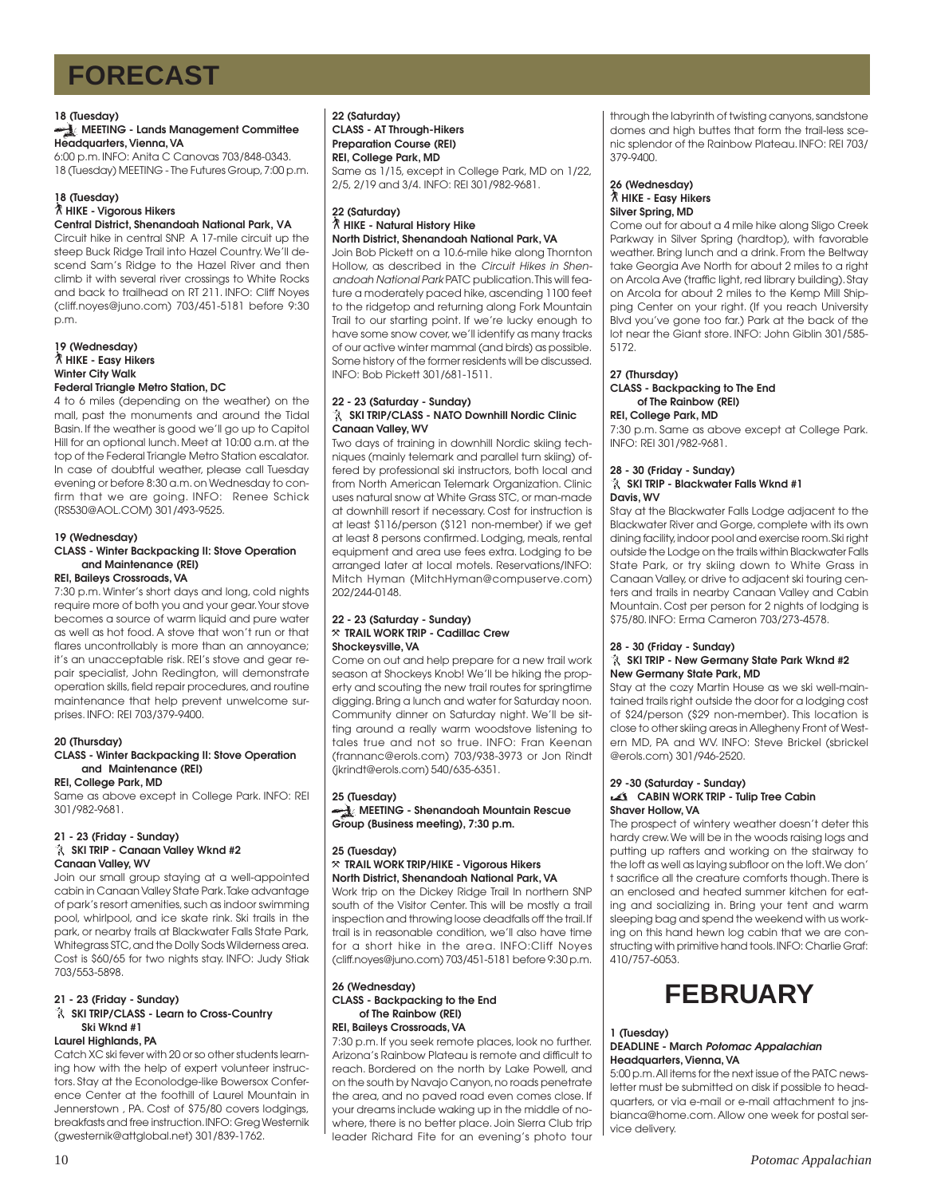# FORECAST

**18 (Tuesday)**
**MEETING - Lands Management Committee**
**Headquarters, Vienna, VA**
6:00 p.m. INFO: Anita C Canovas 703/848-0343.
18 (Tuesday) MEETING - The Futures Group, 7:00 p.m.

**18 (Tuesday)**
**HIKE - Vigorous Hikers**
**Central District, Shenandoah National Park, VA**
Circuit hike in central SNP. A 17-mile circuit up the steep Buck Ridge Trail into Hazel Country. We'll descend Sam's Ridge to the Hazel River and then climb it with several river crossings to White Rocks and back to trailhead on RT 211. INFO: Cliff Noyes (cliff.noyes@juno.com) 703/451-5181 before 9:30 p.m.

**19 (Wednesday)**
**HIKE - Easy Hikers**
**Winter City Walk**
**Federal Triangle Metro Station, DC**
4 to 6 miles (depending on the weather) on the mall, past the monuments and around the Tidal Basin. If the weather is good we'll go up to Capitol Hill for an optional lunch. Meet at 10:00 a.m. at the top of the Federal Triangle Metro Station escalator. In case of doubtful weather, please call Tuesday evening or before 8:30 a.m. on Wednesday to confirm that we are going. INFO: Renee Schick (RS530@AOL.COM) 301/493-9525.

**19 (Wednesday)**
**CLASS - Winter Backpacking II: Stove Operation and Maintenance (REI)**
**REI, Baileys Crossroads, VA**
7:30 p.m. Winter's short days and long, cold nights require more of both you and your gear. Your stove becomes a source of warm liquid and pure water as well as hot food. A stove that won't run or that flares uncontrollably is more than an annoyance; it's an unacceptable risk. REI's stove and gear repair specialist, John Redington, will demonstrate operation skills, field repair procedures, and routine maintenance that help prevent unwelcome surprises. INFO: REI 703/379-9400.

**20 (Thursday)**
**CLASS - Winter Backpacking II: Stove Operation and Maintenance (REI)**
**REI, College Park, MD**
Same as above except in College Park. INFO: REI 301/982-9681.

**21 - 23 (Friday - Sunday)**
**SKI TRIP - Canaan Valley Wknd #2**
**Canaan Valley, WV**
Join our small group staying at a well-appointed cabin in Canaan Valley State Park. Take advantage of park's resort amenities, such as indoor swimming pool, whirlpool, and ice skate rink. Ski trails in the park, or nearby trails at Blackwater Falls State Park, Whitegrass STC, and the Dolly Sods Wilderness area. Cost is $60/65 for two nights stay. INFO: Judy Stiak 703/553-5898.

**21 - 23 (Friday - Sunday)**
**SKI TRIP/CLASS - Learn to Cross-Country Ski Wknd #1**
**Laurel Highlands, PA**
Catch XC ski fever with 20 or so other students learning how with the help of expert volunteer instructors. Stay at the Econolodge-like Bowersox Conference Center at the foothill of Laurel Mountain in Jennerstown , PA. Cost of $75/80 covers lodgings, breakfasts and free instruction. INFO: Greg Westernik (gwesternik@attglobal.net) 301/839-1762.

**22 (Saturday)**
**CLASS - AT Through-Hikers Preparation Course (REI)**
**REI, College Park, MD**
Same as 1/15, except in College Park, MD on 1/22, 2/5, 2/19 and 3/4. INFO: REI 301/982-9681.

**22 (Saturday)**
**HIKE - Natural History Hike**
**North District, Shenandoah National Park, VA**
Join Bob Pickett on a 10.6-mile hike along Thornton Hollow, as described in the *Circuit Hikes in Shenandoah National Park* PATC publication. This will feature a moderately paced hike, ascending 1100 feet to the ridgetop and returning along Fork Mountain Trail to our starting point. If we're lucky enough to have some snow cover, we'll identify as many tracks of our active winter mammal (and birds) as possible. Some history of the former residents will be discussed. INFO: Bob Pickett 301/681-1511.

**22 - 23 (Saturday - Sunday)**
**SKI TRIP/CLASS - NATO Downhill Nordic Clinic**
**Canaan Valley, WV**
Two days of training in downhill Nordic skiing techniques (mainly telemark and parallel turn skiing) offered by professional ski instructors, both local and from North American Telemark Organization. Clinic uses natural snow at White Grass STC, or man-made at downhill resort if necessary. Cost for instruction is at least $116/person ($121 non-member) if we get at least 8 persons confirmed. Lodging, meals, rental equipment and area use fees extra. Lodging to be arranged later at local motels. Reservations/INFO: Mitch Hyman (MitchHyman@compuserve.com) 202/244-0148.

**22 - 23 (Saturday - Sunday)**
**TRAIL WORK TRIP - Cadillac Crew**
**Shockeysville, VA**
Come on out and help prepare for a new trail work season at Shockeys Knob! We'll be hiking the property and scouting the new trail routes for springtime digging. Bring a lunch and water for Saturday noon. Community dinner on Saturday night. We'll be sitting around a really warm woodstove listening to tales true and not so true. INFO: Fran Keenan (frannanc@erols.com) 703/938-3973 or Jon Rindt (jkrindt@erols.com) 540/635-6351.

**25 (Tuesday)**
**MEETING - Shenandoah Mountain Rescue Group (Business meeting), 7:30 p.m.**

**25 (Tuesday)**
**TRAIL WORK TRIP/HIKE - Vigorous Hikers**
**North District, Shenandoah National Park, VA**
Work trip on the Dickey Ridge Trail In northern SNP south of the Visitor Center. This will be mostly a trail inspection and throwing loose deadfalls off the trail. If trail is in reasonable condition, we'll also have time for a short hike in the area. INFO:Cliff Noyes (cliff.noyes@juno.com) 703/451-5181 before 9:30 p.m.

**26 (Wednesday)**
**CLASS - Backpacking to the End of The Rainbow (REI)**
**REI, Baileys Crossroads, VA**
7:30 p.m. If you seek remote places, look no further. Arizona's Rainbow Plateau is remote and difficult to reach. Bordered on the north by Lake Powell, and on the south by Navajo Canyon, no roads penetrate the area, and no paved road even comes close. If your dreams include waking up in the middle of nowhere, there is no better place. Join Sierra Club trip leader Richard Fite for an evening's photo tour through the labyrinth of twisting canyons, sandstone domes and high buttes that form the trail-less scenic splendor of the Rainbow Plateau. INFO: REI 703/379-9400.

**26 (Wednesday)**
**HIKE - Easy Hikers**
**Silver Spring, MD**
Come out for about a 4 mile hike along Sligo Creek Parkway in Silver Spring (hardtop), with favorable weather. Bring lunch and a drink. From the Beltway take Georgia Ave North for about 2 miles to a right on Arcola Ave (traffic light, red library building). Stay on Arcola for about 2 miles to the Kemp Mill Shipping Center on your right. (If you reach University Blvd you've gone too far.) Park at the back of the lot near the Giant store. INFO: John Giblin 301/585-5172.

**27 (Thursday)**
**CLASS - Backpacking to The End of The Rainbow (REI)**
**REI, College Park, MD**
7:30 p.m. Same as above except at College Park. INFO: REI 301/982-9681.

**28 - 30 (Friday - Sunday)**
**SKI TRIP - Blackwater Falls Wknd #1**
**Davis, WV**
Stay at the Blackwater Falls Lodge adjacent to the Blackwater River and Gorge, complete with its own dining facility, indoor pool and exercise room. Ski right outside the Lodge on the trails within Blackwater Falls State Park, or try skiing down to White Grass in Canaan Valley, or drive to adjacent ski touring centers and trails in nearby Canaan Valley and Cabin Mountain. Cost per person for 2 nights of lodging is $75/80. INFO: Erma Cameron 703/273-4578.

**28 - 30 (Friday - Sunday)**
**SKI TRIP - New Germany State Park Wknd #2**
**New Germany State Park, MD**
Stay at the cozy Martin House as we ski well-maintained trails right outside the door for a lodging cost of $24/person ($29 non-member). This location is close to other skiing areas in Allegheny Front of Western MD, PA and WV. INFO: Steve Brickel (sbrickel @erols.com) 301/946-2520.

**29 -30 (Saturday - Sunday)**
**CABIN WORK TRIP - Tulip Tree Cabin**
**Shaver Hollow, VA**
The prospect of wintery weather doesn't deter this hardy crew. We will be in the woods raising logs and putting up rafters and working on the stairway to the loft as well as laying subfloor on the loft. We don't sacrifice all the creature comforts though. There is an enclosed and heated summer kitchen for eating and socializing in. Bring your tent and warm sleeping bag and spend the weekend with us working on this hand hewn log cabin that we are constructing with primitive hand tools. INFO: Charlie Graf: 410/757-6053.

# FEBRUARY

**1 (Tuesday)**
**DEADLINE - March *Potomac Appalachian***
**Headquarters, Vienna, VA**
5:00 p.m. All items for the next issue of the PATC newsletter must be submitted on disk if possible to headquarters, or via e-mail or e-mail attachment to jnsbianca@home.com. Allow one week for postal service delivery.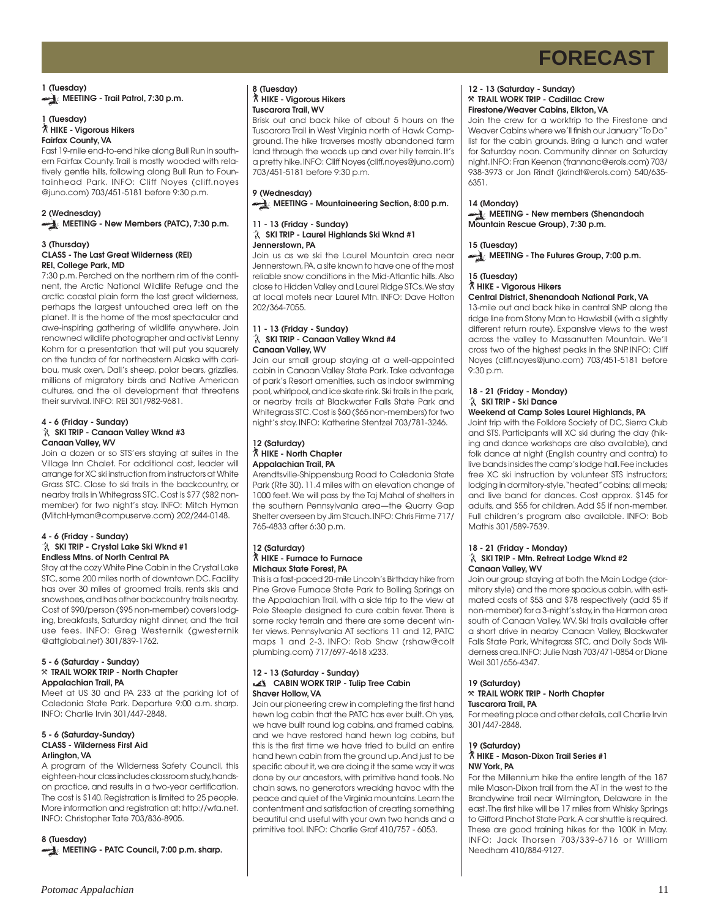# FORECAST

**1 (Tuesday)**
**MEETING - Trail Patrol, 7:30 p.m.**

**1 (Tuesday)**
**HIKE - Vigorous Hikers**
**Fairfax County, VA**

Fast 19-mile end-to-end hike along Bull Run in southern Fairfax County. Trail is mostly wooded with relatively gentle hills, following along Bull Run to Fountainhead Park. INFO: Cliff Noyes (cliff.noyes @juno.com) 703/451-5181 before 9:30 p.m.

**2 (Wednesday)**
**MEETING - New Members (PATC), 7:30 p.m.**

**3 (Thursday)**
**CLASS - The Last Great Wilderness (REI)**
**REI, College Park, MD**

7:30 p.m. Perched on the northern rim of the continent, the Arctic National Wildlife Refuge and the arctic coastal plain form the last great wilderness, perhaps the largest untouched area left on the planet. It is the home of the most spectacular and awe-inspiring gathering of wildlife anywhere. Join renowned wildlife photographer and activist Lenny Kohm for a presentation that will put you squarely on the tundra of far northeastern Alaska with caribou, musk oxen, Dall's sheep, polar bears, grizzlies, millions of migratory birds and Native American cultures, and the oil development that threatens their survival. INFO: REI 301/982-9681.

**4 - 6 (Friday - Sunday)**
**SKI TRIP - Canaan Valley Wknd #3**
**Canaan Valley, WV**

Join a dozen or so STS'ers staying at suites in the Village Inn Chalet. For additional cost, leader will arrange for XC ski instruction from instructors at White Grass STC. Close to ski trails in the backcountry, or nearby trails in Whitegrass STC. Cost is $77 ($82 non-member) for two night's stay. INFO: Mitch Hyman (MitchHyman@compuserve.com) 202/244-0148.

**4 - 6 (Friday - Sunday)**
**SKI TRIP - Crystal Lake Ski Wknd #1**
**Endless Mtns. of North Central PA**

Stay at the cozy White Pine Cabin in the Crystal Lake STC, some 200 miles north of downtown DC. Facility has over 30 miles of groomed trails, rents skis and snowshoes, and has other backcountry trails nearby. Cost of $90/person ($95 non-member) covers lodging, breakfasts, Saturday night dinner, and the trail use fees. INFO: Greg Westernik (gwesternik @attglobal.net) 301/839-1762.

**5 - 6 (Saturday - Sunday)**
**TRAIL WORK TRIP - North Chapter**
**Appalachian Trail, PA**

Meet at US 30 and PA 233 at the parking lot of Caledonia State Park. Departure 9:00 a.m. sharp. INFO: Charlie Irvin 301/447-2848.

**5 - 6 (Saturday-Sunday)**
**CLASS - Wilderness First Aid**
**Arlington, VA**

A program of the Wilderness Safety Council, this eighteen-hour class includes classroom study, hands-on practice, and results in a two-year certification. The cost is $140. Registration is limited to 25 people. More information and registration at: http://wfa.net. INFO: Christopher Tate 703/836-8905.

**8 (Tuesday)**
**MEETING - PATC Council, 7:00 p.m. sharp.**

**8 (Tuesday)**
**HIKE - Vigorous Hikers**
**Tuscarora Trail, WV**

Brisk out and back hike of about 5 hours on the Tuscarora Trail in West Virginia north of Hawk Campground. The hike traverses mostly abandoned farm land through the woods up and over hilly terrain. It's a pretty hike. INFO: Cliff Noyes (cliff.noyes@juno.com) 703/451-5181 before 9:30 p.m.

**9 (Wednesday)**
**MEETING - Mountaineering Section, 8:00 p.m.**

**11 - 13 (Friday - Sunday)**
**SKI TRIP - Laurel Highlands Ski Wknd #1**
**Jennerstown, PA**

Join us as we ski the Laurel Mountain area near Jennerstown, PA, a site known to have one of the most reliable snow conditions in the Mid-Atlantic hills. Also close to Hidden Valley and Laurel Ridge STCs. We stay at local motels near Laurel Mtn. INFO: Dave Holton 202/364-7055.

**11 - 13 (Friday - Sunday)**
**SKI TRIP - Canaan Valley Wknd #4**
**Canaan Valley, WV**

Join our small group staying at a well-appointed cabin in Canaan Valley State Park. Take advantage of park's Resort amenities, such as indoor swimming pool, whirlpool, and ice skate rink. Ski trails in the park, or nearby trails at Blackwater Falls State Park and Whitegrass STC. Cost is $60 ($65 non-members) for two night's stay. INFO: Katherine Stentzel 703/781-3246.

**12 (Saturday)**
**HIKE - North Chapter**
**Appalachian Trail, PA**

Arendtsville-Shippensburg Road to Caledonia State Park (Rte 30). 11.4 miles with an elevation change of 1000 feet. We will pass by the Taj Mahal of shelters in the southern Pennsylvania area—the Quarry Gap Shelter overseen by Jim Stauch. INFO: Chris Firme 717/765-4833 after 6:30 p.m.

**12 (Saturday)**
**HIKE - Furnace to Furnace**
**Michaux State Forest, PA**

This is a fast-paced 20-mile Lincoln's Birthday hike from Pine Grove Furnace State Park to Boiling Springs on the Appalachian Trail, with a side trip to the view at Pole Steeple designed to cure cabin fever. There is some rocky terrain and there are some decent winter views. Pennsylvania AT sections 11 and 12, PATC maps 1 and 2-3. INFO: Rob Shaw (rshaw@colt plumbing.com) 717/697-4618 x233.

**12 - 13 (Saturday - Sunday)**
**CABIN WORK TRIP - Tulip Tree Cabin**
**Shaver Hollow, VA**

Join our pioneering crew in completing the first hand hewn log cabin that the PATC has ever built. Oh yes, we have built round log cabins, and framed cabins, and we have restored hand hewn log cabins, but this is the first time we have tried to build an entire hand hewn cabin from the ground up. And just to be specific about it, we are doing it the same way it was done by our ancestors, with primitive hand tools. No chain saws, no generators wreaking havoc with the peace and quiet of the Virginia mountains. Learn the contentment and satisfaction of creating something beautiful and useful with your own two hands and a primitive tool. INFO: Charlie Graf 410/757 - 6053.

**12 - 13 (Saturday - Sunday)**
**TRAIL WORK TRIP - Cadillac Crew**
**Firestone/Weaver Cabins, Elkton, VA**

Join the crew for a worktrip to the Firestone and Weaver Cabins where we'll finish our January "To Do" list for the cabin grounds. Bring a lunch and water for Saturday noon. Community dinner on Saturday night. INFO: Fran Keenan (frannanc@erols.com) 703/938-3973 or Jon Rindt (jkrindt@erols.com) 540/635-6351.

**14 (Monday)**
**MEETING - New members (Shenandoah Mountain Rescue Group), 7:30 p.m.**

**15 (Tuesday)**
**MEETING - The Futures Group, 7:00 p.m.**

**15 (Tuesday)**
**HIKE - Vigorous Hikers**
**Central District, Shenandoah National Park, VA**

13-mile out and back hike in central SNP along the ridge line from Stony Man to Hawksbill (with a slightly different return route). Expansive views to the west across the valley to Massanutten Mountain. We'll cross two of the highest peaks in the SNP. INFO: Cliff Noyes (cliff.noyes@juno.com) 703/451-5181 before 9:30 p.m.

**18 - 21 (Friday - Monday)**
**SKI TRIP - Ski Dance**
**Weekend at Camp Soles Laurel Highlands, PA**

Joint trip with the Folklore Society of DC, Sierra Club and STS. Participants will XC ski during the day (hiking and dance workshops are also available), and folk dance at night (English country and contra) to live bands insides the camp's lodge hall. Fee includes free XC ski instruction by volunteer STS instructors; lodging in dormitory-style, "heated" cabins; all meals; and live band for dances. Cost approx. $145 for adults, and $55 for children. Add $5 if non-member. Children's program also available. INFO: Bob Mathis 301/589-7539.

**18 - 21 (Friday - Monday)**
**SKI TRIP - Mtn. Retreat Lodge Wknd #2**
**Canaan Valley, WV**

Join our group staying at both the Main Lodge (dormitory style) and the more spacious cabin, with estimated costs of $53 and $78 respectively (add $5 if non-member) for a 3-night's stay, in the Harmon area south of Canaan Valley, WV. Ski trails available after a short drive in nearby Canaan Valley, Blackwater Falls State Park, Whitegrass STC, and Dolly Sods Wilderness area. INFO: Julie Nash 703/471-0854 or Diane Weil 301/656-4347.

**19 (Saturday)**
**TRAIL WORK TRIP - North Chapter**
**Tuscarora Trail, PA**

For meeting place and other details, call Charlie Irvin 301/447-2848.

**19 (Saturday)**
**HIKE - Mason-Dixon Trail Series #1**
**NW York, PA**

For the Millennium hike the entire length of the 187 mile Mason-Dixon trail from the AT in the west to the Brandywine trail near Wilmington, Delaware in the east. The first hike will be 17 miles from Whisky Springs to Gifford Pinchot State Park. A car shuttle is required. These are good training hikes for the 100K in May. INFO: Jack Thorsen 703/339-6716 or William Needham 410/884-9127.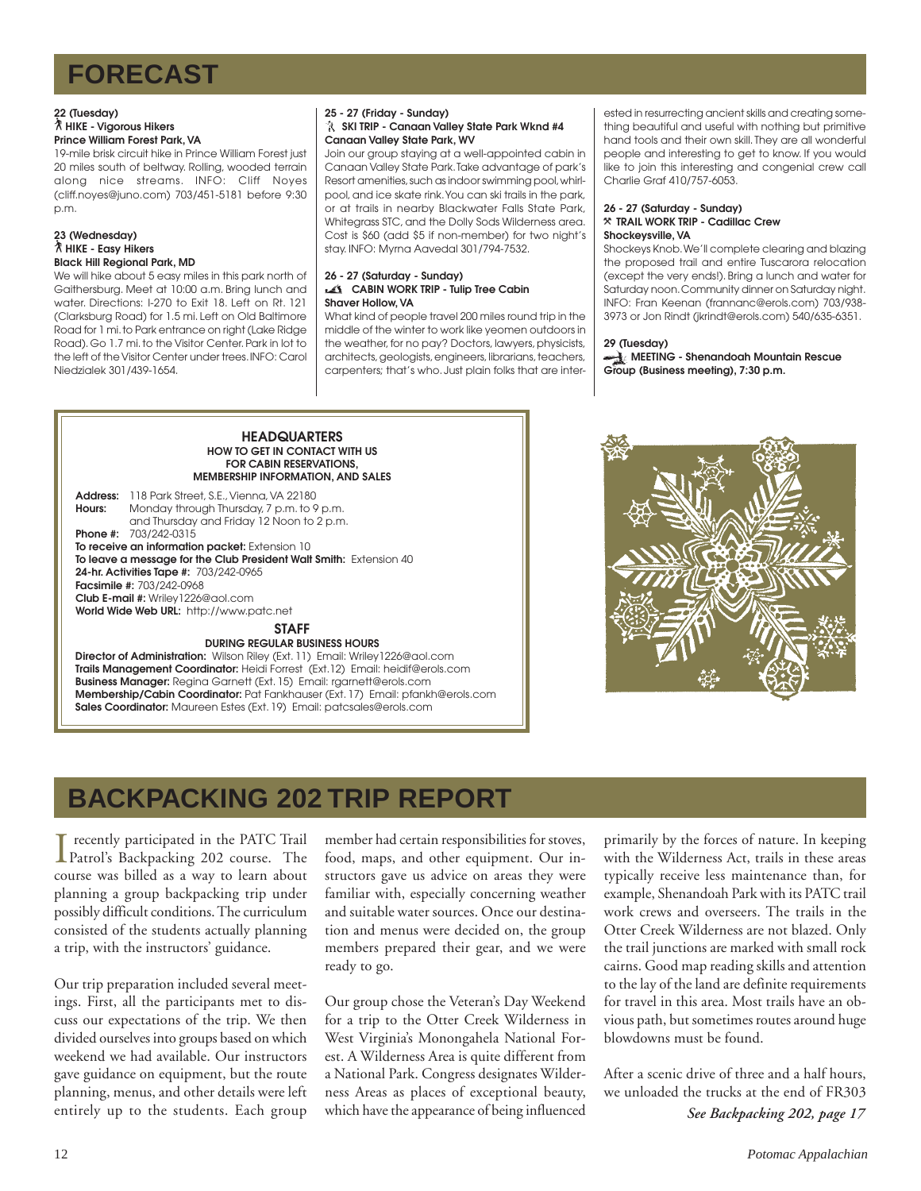# FORECAST

**22 (Tuesday)**
**HIKE - Vigorous Hikers**
**Prince William Forest Park, VA**
19-mile brisk circuit hike in Prince William Forest just 20 miles south of beltway. Rolling, wooded terrain along nice streams. INFO: Cliff Noyes (cliff.noyes@juno.com) 703/451-5181 before 9:30 p.m.

**23 (Wednesday)**
**HIKE - Easy Hikers**
**Black Hill Regional Park, MD**
We will hike about 5 easy miles in this park north of Gaithersburg. Meet at 10:00 a.m. Bring lunch and water. Directions: I-270 to Exit 18. Left on Rt. 121 (Clarksburg Road) for 1.5 mi. Left on Old Baltimore Road for 1 mi. to Park entrance on right (Lake Ridge Road). Go 1.7 mi. to the Visitor Center. Park in lot to the left of the Visitor Center under trees. INFO: Carol Niedzialek 301/439-1654.

**25 - 27 (Friday - Sunday)**
**SKI TRIP - Canaan Valley State Park Wknd #4**
**Canaan Valley State Park, WV**
Join our group staying at a well-appointed cabin in Canaan Valley State Park. Take advantage of park's Resort amenities, such as indoor swimming pool, whirlpool, and ice skate rink. You can ski trails in the park, or at trails in nearby Blackwater Falls State Park, Whitegrass STC, and the Dolly Sods Wilderness area. Cost is $60 (add $5 if non-member) for two night's stay. INFO: Myrna Aavedal 301/794-7532.

**26 - 27 (Saturday - Sunday)**
**CABIN WORK TRIP - Tulip Tree Cabin**
**Shaver Hollow, VA**
What kind of people travel 200 miles round trip in the middle of the winter to work like yeomen outdoors in the weather, for no pay? Doctors, lawyers, physicists, architects, geologists, engineers, librarians, teachers, carpenters; that's who. Just plain folks that are interested in resurrecting ancient skills and creating something beautiful and useful with nothing but primitive hand tools and their own skill. They are all wonderful people and interesting to get to know. If you would like to join this interesting and congenial crew call Charlie Graf 410/757-6053.

**26 - 27 (Saturday - Sunday)**
**TRAIL WORK TRIP - Cadillac Crew**
**Shockeysville, VA**
Shockeys Knob. We'll complete clearing and blazing the proposed trail and entire Tuscarora relocation (except the very ends!). Bring a lunch and water for Saturday noon. Community dinner on Saturday night. INFO: Fran Keenan (frannanc@erols.com) 703/938-3973 or Jon Rindt (jkrindt@erols.com) 540/635-6351.

**29 (Tuesday)**
**MEETING - Shenandoah Mountain Rescue Group (Business meeting), 7:30 p.m.**

---

**HEADQUARTERS**
**HOW TO GET IN CONTACT WITH US FOR CABIN RESERVATIONS, MEMBERSHIP INFORMATION, AND SALES**

**Address:** 118 Park Street, S.E., Vienna, VA 22180
**Hours:** Monday through Thursday, 7 p.m. to 9 p.m. and Thursday and Friday 12 Noon to 2 p.m.
**Phone #:** 703/242-0315
**To receive an information packet:** Extension 10
**To leave a message for the Club President Walt Smith:** Extension 40
**24-hr. Activities Tape #:** 703/242-0965
**Facsimile #:** 703/242-0968
**Club E-mail #:** Wriley1226@aol.com
**World Wide Web URL:** http://www.patc.net

**STAFF**
**DURING REGULAR BUSINESS HOURS**

**Director of Administration:** Wilson Riley (Ext. 11) Email: Wriley1226@aol.com
**Trails Management Coordinator:** Heidi Forrest (Ext.12) Email: heidif@erols.com
**Business Manager:** Regina Garnett (Ext. 15) Email: rgarnett@erols.com
**Membership/Cabin Coordinator:** Pat Fankhauser (Ext. 17) Email: pfankh@erols.com
**Sales Coordinator:** Maureen Estes (Ext. 19) Email: patcsales@erols.com

---

# BACKPACKING 202 TRIP REPORT

I recently participated in the PATC Trail Patrol's Backpacking 202 course. The course was billed as a way to learn about planning a group backpacking trip under possibly difficult conditions. The curriculum consisted of the students actually planning a trip, with the instructors' guidance.

Our trip preparation included several meetings. First, all the participants met to discuss our expectations of the trip. We then divided ourselves into groups based on which weekend we had available. Our instructors gave guidance on equipment, but the route planning, menus, and other details were left entirely up to the students. Each group member had certain responsibilities for stoves, food, maps, and other equipment. Our instructors gave us advice on areas they were familiar with, especially concerning weather and suitable water sources. Once our destination and menus were decided on, the group members prepared their gear, and we were ready to go.

Our group chose the Veteran's Day Weekend for a trip to the Otter Creek Wilderness in West Virginia's Monongahela National Forest. A Wilderness Area is quite different from a National Park. Congress designates Wilderness Areas as places of exceptional beauty, which have the appearance of being influenced primarily by the forces of nature. In keeping with the Wilderness Act, trails in these areas typically receive less maintenance than, for example, Shenandoah Park with its PATC trail work crews and overseers. The trails in the Otter Creek Wilderness are not blazed. Only the trail junctions are marked with small rock cairns. Good map reading skills and attention to the lay of the land are definite requirements for travel in this area. Most trails have an obvious path, but sometimes routes around huge blowdowns must be found.

After a scenic drive of three and a half hours, we unloaded the trucks at the end of FR303

*See Backpacking 202, page 17*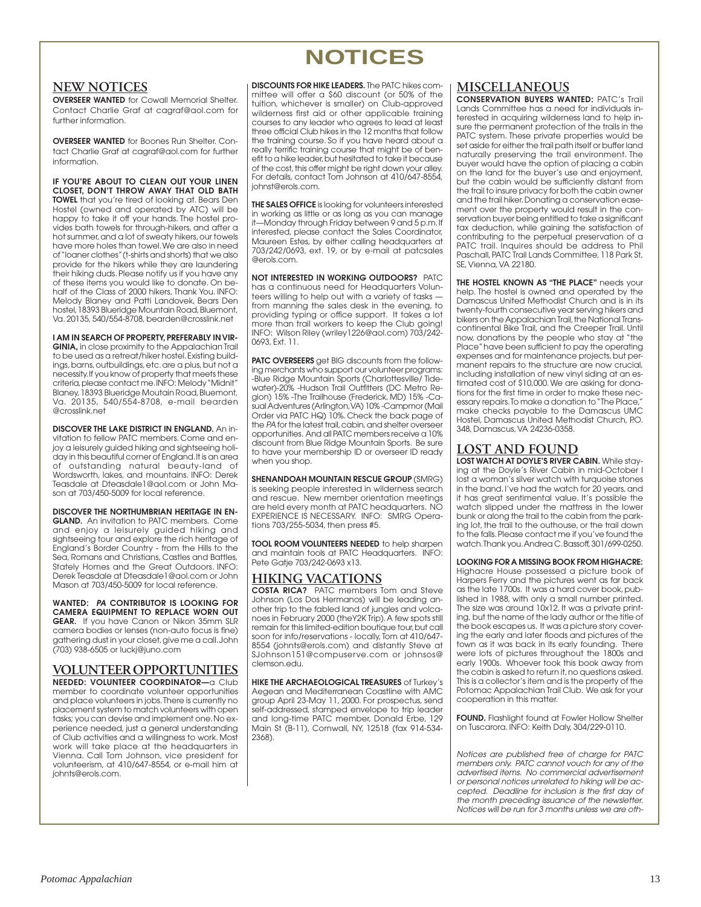# NOTICES

## NEW NOTICES

**OVERSEER WANTED** for Cowall Memorial Shelter. Contact Charlie Graf at cagraf@aol.com for further information.

**OVERSEER WANTED** for Boones Run Shelter. Contact Charlie Graf at cagraf@aol.com for further information.

**IF YOU'RE ABOUT TO CLEAN OUT YOUR LINEN CLOSET, DON'T THROW AWAY THAT OLD BATH TOWEL** that you're tired of looking at. Bears Den Hostel (owned and operated by ATC) will be happy to take it off your hands. The hostel provides bath towels for through-hikers, and after a hot summer, and a lot of sweaty hikers, our towels have more holes than towel. We are also in need of "loaner clothes" (t-shirts and shorts) that we also provide for the hikers while they are laundering their hiking duds. Please notify us if you have any of these items you would like to donate. On behalf of the Class of 2000 hikers, Thank You. INFO: Melody Blaney and Patti Landovek, Bears Den hostel, 18393 Blueridge Mountain Road, Bluemont, Va. 20135, 540/554-8708, bearden@crosslink.net

**I AM IN SEARCH OF PROPERTY, PREFERABLY IN VIRGINIA,** in close proximity to the Appalachian Trail to be used as a retreat/hiker hostel. Existing buildings, barns, outbuildings, etc. are a plus, but not a necessity. If you know of property that meets these criteria, please contact me. INFO: Melody "Midnit" Blaney, 18393 Blueridge Moutain Road, Bluemont, Va. 20135, 540/554-8708, e-mail bearden @crosslink.net

**DISCOVER THE LAKE DISTRICT IN ENGLAND.** An invitation to fellow PATC members. Come and enjoy a leisurely guided hiking and sightseeing holiday in this beautiful corner of England. It is an area of outstanding natural beauty-land of Wordsworth, lakes, and mountains. INFO: Derek Teasdale at Dteasdale1@aol.com or John Mason at 703/450-5009 for local reference.

**DISCOVER THE NORTHUMBRIAN HERITAGE IN ENGLAND.** An invitation to PATC members. Come and enjoy a leisurely guided hiking and sightseeing tour and explore the rich heritage of England's Border Country - from the Hills to the Sea, Romans and Christians, Castles and Battles, Stately Homes and the Great Outdoors. INFO: Derek Teasdale at Dteasdale1@aol.com or John Mason at 703/450-5009 for local reference.

**WANTED: *PA* CONTRIBUTOR IS LOOKING FOR CAMERA EQUIPMENT TO REPLACE WORN OUT GEAR.** If you have Canon or Nikon 35mm SLR camera bodies or lenses (non-auto focus is fine) gathering dust in your closet, give me a call. John (703) 938-6505 or luckj@juno.com

## VOLUNTEER OPPORTUNITIES

**NEEDED: VOLUNTEER COORDINATOR—**a Club member to coordinate volunteer opportunities and place volunteers in jobs. There is currently no placement system to match volunteers with open tasks; you can devise and implement one. No experience needed, just a general understanding of Club activities and a willingness to work. Most work will take place at the headquarters in Vienna. Call Tom Johnson, vice president for volunteerism, at 410/647-8554, or e-mail him at johnts@erols.com.

**DISCOUNTS FOR HIKE LEADERS.** The PATC hikes committee will offer a $60 discount (or 50% of the tuition, whichever is smaller) on Club-approved wilderness first aid or other applicable training courses to any leader who agrees to lead at least three official Club hikes in the 12 months that follow the training course. So if you have heard about a really terrific training course that might be of benefit to a hike leader, but hesitated to take it because of the cost, this offer might be right down your alley. For details, contact Tom Johnson at 410/647-8554, johnst@erols.com.

**THE SALES OFFICE** is looking for volunteers interested in working as little or as long as you can manage it—Monday through Friday between 9 and 5 p.m. If interested, please contact the Sales Coordinator, Maureen Estes, by either calling headquarters at 703/242/0693, ext. 19, or by e-mail at patcsales @erols.com.

**NOT INTERESTED IN WORKING OUTDOORS?** PATC has a continuous need for Headquarters Volunteers willing to help out with a variety of tasks — from manning the sales desk in the evening, to providing typing or office support. It takes a lot more than trail workers to keep the Club going! INFO: Wilson Riley (wriley1226@aol.com) 703/242-0693, Ext. 11.

**PATC OVERSEERS** get BIG discounts from the following merchants who support our volunteer programs: -Blue Ridge Mountain Sports (Charlottesville/ Tidewater)-20% -Hudson Trail Outfitters (DC Metro Region) 15% -The Trailhouse (Frederick, MD) 15% -Casual Adventures (Arlington, VA) 10% -Campmor (Mail Order via PATC HQ) 10%. Check the back page of the *PA* for the latest trail, cabin, and shelter overseer opportunities. And all PATC members receive a 10% discount from Blue Ridge Mountain Sports. Be sure to have your membership ID or overseer ID ready when you shop.

**SHENANDOAH MOUNTAIN RESCUE GROUP** (SMRG) is seeking people interested in wilderness search and rescue. New member orientation meetings are held every month at PATC headquarters. NO EXPERIENCE IS NECESSARY. INFO: SMRG Operations 703/255-5034, then press #5.

**TOOL ROOM VOLUNTEERS NEEDED** to help sharpen and maintain tools at PATC Headquarters. INFO: Pete Gatje 703/242-0693 x13.

## HIKING VACATIONS

**COSTA RICA?** PATC members Tom and Steve Johnson (Los Dos Hermanos) will be leading another trip to the fabled land of jungles and volcanoes in February 2000 (theY2K Trip). A few spots still remain for this limited-edition boutique tour, but call soon for info/reservations - locally, Tom at 410/647-8554 (johnts@erols.com) and distantly Steve at SJohnson151@compuserve.com or johnsos@ clemson.edu.

**HIKE THE ARCHAEOLOGICAL TREASURES** of Turkey's Aegean and Mediterranean Coastline with AMC group April 23-May 11, 2000. For prospectus, send self-addressed, stamped envelope to trip leader and long-time PATC member, Donald Erbe, 129 Main St (B-11), Cornwall, NY, 12518 (fax 914-534-2368).

## MISCELLANEOUS

**CONSERVATION BUYERS WANTED:** PATC's Trail Lands Committee has a need for individuals interested in acquiring wilderness land to help insure the permanent protection of the trails in the PATC system. These private properties would be set aside for either the trail path itself or buffer land naturally preserving the trail environment. The buyer would have the option of placing a cabin on the land for the buyer's use and enjoyment, but the cabin would be sufficiently distant from the trail to insure privacy for both the cabin owner and the trail hiker. Donating a conservation easement over the property would result in the conservation buyer being entitled to take a significant tax deduction, while gaining the satisfaction of contributing to the perpetual preservation of a PATC trail. Inquires should be address to Phil Paschall, PATC Trail Lands Committee, 118 Park St, SE, Vienna, VA 22180.

**THE HOSTEL KNOWN AS "THE PLACE"** needs your help. The hostel is owned and operated by the Damascus United Methodist Church and is in its twenty-fourth consecutive year serving hikers and bikers on the Appalachian Trail, the National Transcontinental Bike Trail, and the Creeper Trail. Until now, donations by the people who stay at "the Place" have been sufficient to pay the operating expenses and for maintenance projects, but permanent repairs to the structure are now crucial, including installation of new vinyl siding at an estimated cost of $10,000. We are asking for donations for the first time in order to make these necessary repairs. To make a donation to "The Place," make checks payable to the Damascus UMC Hostel, Damascus United Methodist Church, P.O. 348, Damascus, VA 24236-0358.

## LOST AND FOUND

**LOST WATCH AT DOYLE'S RIVER CABIN.** While staying at the Doyle's River Cabin in mid-October I lost a woman's silver watch with turquoise stones in the band. I've had the watch for 20 years, and it has great sentimental value. It's possible the watch slipped under the mattress in the lower bunk or along the trail to the cabin from the parking lot, the trail to the outhouse, or the trail down to the falls. Please contact me if you've found the watch. Thank you. Andrea C. Bassoff, 301/699-0250.

**LOOKING FOR A MISSING BOOK FROM HIGHACRE:** Highacre House possessed a picture book of Harpers Ferry and the pictures went as far back as the late 1700s. It was a hard cover book, published in 1988, with only a small number printed. The size was around 10x12. It was a private printing, but the name of the lady author or the title of the book escapes us. It was a picture story covering the early and later floods and pictures of the town as it was back in its early founding. There were lots of pictures throughout the 1800s and early 1900s. Whoever took this book away from the cabin is asked to return it, no questions asked. This is a collector's item and is the property of the Potomac Appalachian Trail Club. We ask for your cooperation in this matter.

**FOUND.** Flashlight found at Fowler Hollow Shelter on Tuscarora. INFO: Keith Daly, 304/229-0110.

*Notices are published free of charge for PATC members only. PATC cannot vouch for any of the advertised items. No commercial advertisement or personal notices unrelated to hiking will be accepted. Deadline for inclusion is the first day of the month preceding issuance of the newsletter. Notices will be run for 3 months unless we are oth-*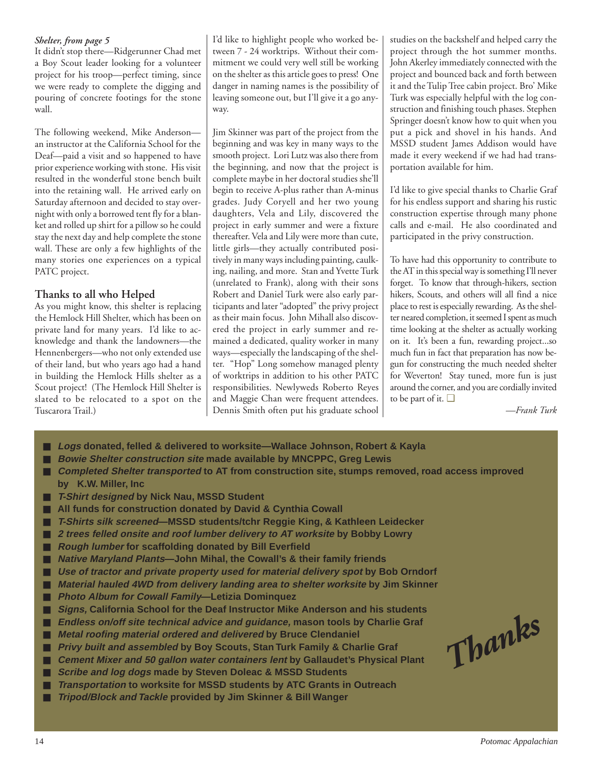*Shelter, from page 5*

It didn't stop there—Ridgerunner Chad met a Boy Scout leader looking for a volunteer project for his troop—perfect timing, since we were ready to complete the digging and pouring of concrete footings for the stone wall.

The following weekend, Mike Anderson—an instructor at the California School for the Deaf—paid a visit and so happened to have prior experience working with stone. His visit resulted in the wonderful stone bench built into the retaining wall. He arrived early on Saturday afternoon and decided to stay overnight with only a borrowed tent fly for a blanket and rolled up shirt for a pillow so he could stay the next day and help complete the stone wall. These are only a few highlights of the many stories one experiences on a typical PATC project.

## Thanks to all who Helped

As you might know, this shelter is replacing the Hemlock Hill Shelter, which has been on private land for many years. I'd like to acknowledge and thank the landowners—the Hennenbergers—who not only extended use of their land, but who years ago had a hand in building the Hemlock Hills shelter as a Scout project! (The Hemlock Hill Shelter is slated to be relocated to a spot on the Tuscarora Trail.)

I'd like to highlight people who worked between 7 - 24 worktrips. Without their commitment we could very well still be working on the shelter as this article goes to press! One danger in naming names is the possibility of leaving someone out, but I'll give it a go anyway.

Jim Skinner was part of the project from the beginning and was key in many ways to the smooth project. Lori Lutz was also there from the beginning, and now that the project is complete maybe in her doctoral studies she'll begin to receive A-plus rather than A-minus grades. Judy Coryell and her two young daughters, Vela and Lily, discovered the project in early summer and were a fixture thereafter. Vela and Lily were more than cute, little girls—they actually contributed positively in many ways including painting, caulking, nailing, and more. Stan and Yvette Turk (unrelated to Frank), along with their sons Robert and Daniel Turk were also early participants and later "adopted" the privy project as their main focus. John Mihall also discovered the project in early summer and remained a dedicated, quality worker in many ways—especially the landscaping of the shelter. "Hop" Long somehow managed plenty of worktrips in addition to his other PATC responsibilities. Newlyweds Roberto Reyes and Maggie Chan were frequent attendees. Dennis Smith often put his graduate school studies on the backshelf and helped carry the project through the hot summer months. John Akerley immediately connected with the project and bounced back and forth between it and the Tulip Tree cabin project. Bro' Mike Turk was especially helpful with the log construction and finishing touch phases. Stephen Springer doesn't know how to quit when you put a pick and shovel in his hands. And MSSD student James Addison would have made it every weekend if we had had transportation available for him.

I'd like to give special thanks to Charlie Graf for his endless support and sharing his rustic construction expertise through many phone calls and e-mail. He also coordinated and participated in the privy construction.

To have had this opportunity to contribute to the AT in this special way is something I'll never forget. To know that through-hikers, section hikers, Scouts, and others will all find a nice place to rest is especially rewarding. As the shelter neared completion, it seemed I spent as much time looking at the shelter as actually working on it. It's been a fun, rewarding project...so much fun in fact that preparation has now begun for constructing the much needed shelter for Weverton! Stay tuned, more fun is just around the corner, and you are cordially invited to be part of it. ❑

*—Frank Turk*

## *Thanks*

- ***Logs*** **donated, felled & delivered to worksite—Wallace Johnson, Robert & Kayla**
- ***Bowie Shelter construction site*** **made available by MNCPPC, Greg Lewis**
- ***Completed Shelter transported*** **to AT from construction site, stumps removed, road access improved by K.W. Miller, Inc**
- ***T-Shirt designed*** **by Nick Nau, MSSD Student**
- **All funds for construction donated by David & Cynthia Cowall**
- ***T-Shirts silk screened*****—MSSD students/tchr Reggie King, & Kathleen Leidecker**
- ***2 trees felled onsite and roof lumber delivery to AT worksite*** **by Bobby Lowry**
- ***Rough lumber*** **for scaffolding donated by Bill Everfield**
- ***Native Maryland Plants*****—John Mihal, the Cowall's & their family friends**
- ***Use of tractor and private property used for material delivery spot*** **by Bob Orndorf**
- ***Material hauled 4WD from delivery landing area to shelter worksite*** **by Jim Skinner**
- ***Photo Album for Cowall Family*****—Letizia Dominquez**
- ***Signs,*** **California School for the Deaf Instructor Mike Anderson and his students**
- ***Endless on/off site technical advice and guidance,*** **mason tools by Charlie Graf**
- ***Metal roofing material ordered and delivered*** **by Bruce Clendaniel**
- ***Privy built and assembled*** **by Boy Scouts, Stan Turk Family & Charlie Graf**
- ***Cement Mixer and 50 gallon water containers lent*** **by Gallaudet's Physical Plant**
- ***Scribe and log dogs*** **made by Steven Doleac & MSSD Students**
- ***Transportation*** **to worksite for MSSD students by ATC Grants in Outreach**
- ***Tripod/Block and Tackle*** **provided by Jim Skinner & Bill Wanger**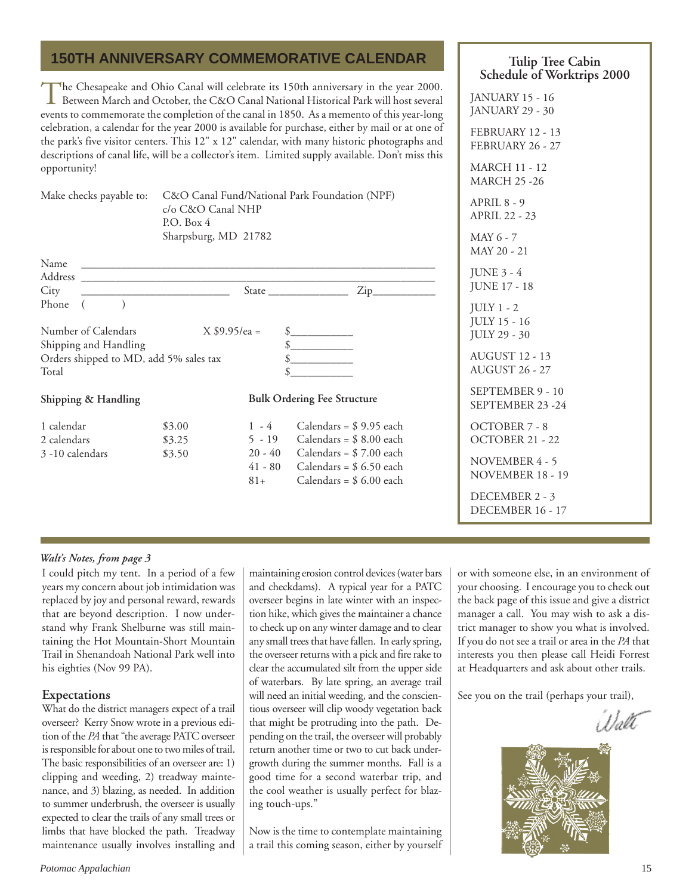## 150TH ANNIVERSARY COMMEMORATIVE CALENDAR

The Chesapeake and Ohio Canal will celebrate its 150th anniversary in the year 2000. Between March and October, the C&O Canal National Historical Park will host several events to commemorate the completion of the canal in 1850. As a memento of this year-long celebration, a calendar for the year 2000 is available for purchase, either by mail or at one of the park's five visitor centers. This 12" x 12" calendar, with many historic photographs and descriptions of canal life, will be a collector's item. Limited supply available. Don't miss this opportunity!

Make checks payable to: C&O Canal Fund/National Park Foundation (NPF)
c/o C&O Canal NHP
P.O. Box 4
Sharpsburg, MD 21782

Name ______________________________________________
Address ______________________________________________
City ____________________ State ____________ Zip__________
Phone ( )

| | | |
|---|---|---|
| Number of Calendars | X $9.95/ea = | $__________ |
| Shipping and Handling | | $__________ |
| Orders shipped to MD, add 5% sales tax | | $__________ |
| Total | | $__________ |

**Shipping & Handling**

| | |
|---|---|
| 1 calendar | $3.00 |
| 2 calendars | $3.25 |
| 3 -10 calendars | $3.50 |

**Bulk Ordering Fee Structure**

| | |
|---|---|
| 1 - 4 | Calendars = $ 9.95 each |
| 5 - 19 | Calendars = $ 8.00 each |
| 20 - 40 | Calendars = $ 7.00 each |
| 41 - 80 | Calendars = $ 6.50 each |
| 81+ | Calendars = $ 6.00 each |

## Tulip Tree Cabin Schedule of Worktrips 2000

JANUARY 15 - 16
JANUARY 29 - 30

FEBRUARY 12 - 13
FEBRUARY 26 - 27

MARCH 11 - 12
MARCH 25 -26

APRIL 8 - 9
APRIL 22 - 23

MAY 6 - 7
MAY 20 - 21

JUNE 3 - 4
JUNE 17 - 18

JULY 1 - 2
JULY 15 - 16
JULY 29 - 30

AUGUST 12 - 13
AUGUST 26 - 27

SEPTEMBER 9 - 10
SEPTEMBER 23 -24

OCTOBER 7 - 8
OCTOBER 21 - 22

NOVEMBER 4 - 5
NOVEMBER 18 - 19

DECEMBER 2 - 3
DECEMBER 16 - 17

*Walt's Notes, from page 3*

I could pitch my tent. In a period of a few years my concern about job intimidation was replaced by joy and personal reward, rewards that are beyond description. I now understand why Frank Shelburne was still maintaining the Hot Mountain-Short Mountain Trail in Shenandoah National Park well into his eighties (Nov 99 PA).

### Expectations

What do the district managers expect of a trail overseer? Kerry Snow wrote in a previous edition of the *PA* that "the average PATC overseer is responsible for about one to two miles of trail. The basic responsibilities of an overseer are: 1) clipping and weeding, 2) treadway maintenance, and 3) blazing, as needed. In addition to summer underbrush, the overseer is usually expected to clear the trails of any small trees or limbs that have blocked the path. Treadway maintenance usually involves installing and maintaining erosion control devices (water bars and checkdams). A typical year for a PATC overseer begins in late winter with an inspection hike, which gives the maintainer a chance to check up on any winter damage and to clear any small trees that have fallen. In early spring, the overseer returns with a pick and fire rake to clear the accumulated silt from the upper side of waterbars. By late spring, an average trail will need an initial weeding, and the conscientious overseer will clip woody vegetation back that might be protruding into the path. Depending on the trail, the overseer will probably return another time or two to cut back undergrowth during the summer months. Fall is a good time for a second waterbar trip, and the cool weather is usually perfect for blazing touch-ups."

Now is the time to contemplate maintaining a trail this coming season, either by yourself or with someone else, in an environment of your choosing. I encourage you to check out the back page of this issue and give a district manager a call. You may wish to ask a district manager to show you what is involved. If you do not see a trail or area in the *PA* that interests you then please call Heidi Forrest at Headquarters and ask about other trails.

See you on the trail (perhaps your trail),

*Walt*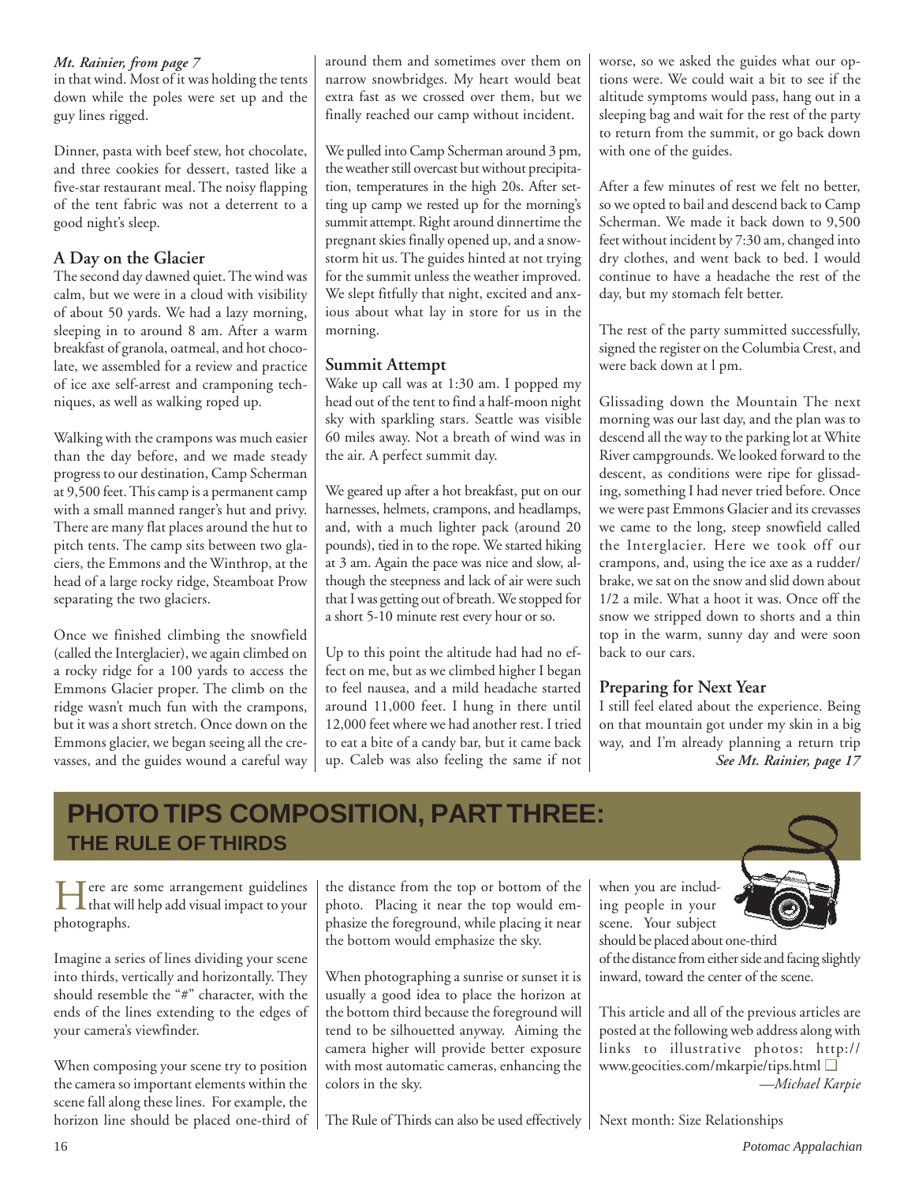*Mt. Rainier, from page 7*

in that wind. Most of it was holding the tents down while the poles were set up and the guy lines rigged.

Dinner, pasta with beef stew, hot chocolate, and three cookies for dessert, tasted like a five-star restaurant meal. The noisy flapping of the tent fabric was not a deterrent to a good night's sleep.

### A Day on the Glacier

The second day dawned quiet. The wind was calm, but we were in a cloud with visibility of about 50 yards. We had a lazy morning, sleeping in to around 8 am. After a warm breakfast of granola, oatmeal, and hot chocolate, we assembled for a review and practice of ice axe self-arrest and cramponing techniques, as well as walking roped up.

Walking with the crampons was much easier than the day before, and we made steady progress to our destination, Camp Scherman at 9,500 feet. This camp is a permanent camp with a small manned ranger's hut and privy. There are many flat places around the hut to pitch tents. The camp sits between two glaciers, the Emmons and the Winthrop, at the head of a large rocky ridge, Steamboat Prow separating the two glaciers.

Once we finished climbing the snowfield (called the Interglacier), we again climbed on a rocky ridge for a 100 yards to access the Emmons Glacier proper. The climb on the ridge wasn't much fun with the crampons, but it was a short stretch. Once down on the Emmons glacier, we began seeing all the crevasses, and the guides wound a careful way around them and sometimes over them on narrow snowbridges. My heart would beat extra fast as we crossed over them, but we finally reached our camp without incident.

We pulled into Camp Scherman around 3 pm, the weather still overcast but without precipitation, temperatures in the high 20s. After setting up camp we rested up for the morning's summit attempt. Right around dinnertime the pregnant skies finally opened up, and a snowstorm hit us. The guides hinted at not trying for the summit unless the weather improved. We slept fitfully that night, excited and anxious about what lay in store for us in the morning.

### Summit Attempt

Wake up call was at 1:30 am. I popped my head out of the tent to find a half-moon night sky with sparkling stars. Seattle was visible 60 miles away. Not a breath of wind was in the air. A perfect summit day.

We geared up after a hot breakfast, put on our harnesses, helmets, crampons, and headlamps, and, with a much lighter pack (around 20 pounds), tied in to the rope. We started hiking at 3 am. Again the pace was nice and slow, although the steepness and lack of air were such that I was getting out of breath. We stopped for a short 5-10 minute rest every hour or so.

Up to this point the altitude had had no effect on me, but as we climbed higher I began to feel nausea, and a mild headache started around 11,000 feet. I hung in there until 12,000 feet where we had another rest. I tried to eat a bite of a candy bar, but it came back up. Caleb was also feeling the same if not worse, so we asked the guides what our options were. We could wait a bit to see if the altitude symptoms would pass, hang out in a sleeping bag and wait for the rest of the party to return from the summit, or go back down with one of the guides.

After a few minutes of rest we felt no better, so we opted to bail and descend back to Camp Scherman. We made it back down to 9,500 feet without incident by 7:30 am, changed into dry clothes, and went back to bed. I would continue to have a headache the rest of the day, but my stomach felt better.

The rest of the party summitted successfully, signed the register on the Columbia Crest, and were back down at l pm.

Glissading down the Mountain The next morning was our last day, and the plan was to descend all the way to the parking lot at White River campgrounds. We looked forward to the descent, as conditions were ripe for glissading, something I had never tried before. Once we were past Emmons Glacier and its crevasses we came to the long, steep snowfield called the Interglacier. Here we took off our crampons, and, using the ice axe as a rudder/brake, we sat on the snow and slid down about 1/2 a mile. What a hoot it was. Once off the snow we stripped down to shorts and a thin top in the warm, sunny day and were soon back to our cars.

### Preparing for Next Year

I still feel elated about the experience. Being on that mountain got under my skin in a big way, and I'm already planning a return trip

***See Mt. Rainier, page 17***

## PHOTO TIPS COMPOSITION, PART THREE: THE RULE OF THIRDS

Here are some arrangement guidelines that will help add visual impact to your photographs.

Imagine a series of lines dividing your scene into thirds, vertically and horizontally. They should resemble the "#" character, with the ends of the lines extending to the edges of your camera's viewfinder.

When composing your scene try to position the camera so important elements within the scene fall along these lines. For example, the horizon line should be placed one-third of the distance from the top or bottom of the photo. Placing it near the top would emphasize the foreground, while placing it near the bottom would emphasize the sky.

When photographing a sunrise or sunset it is usually a good idea to place the horizon at the bottom third because the foreground will tend to be silhouetted anyway. Aiming the camera higher will provide better exposure with most automatic cameras, enhancing the colors in the sky.

The Rule of Thirds can also be used effectively when you are including people in your scene. Your subject should be placed about one-third of the distance from either side and facing slightly inward, toward the center of the scene.

This article and all of the previous articles are posted at the following web address along with links to illustrative photos: http://www.geocities.com/mkarpie/tips.html ❑

*—Michael Karpie*

Next month: Size Relationships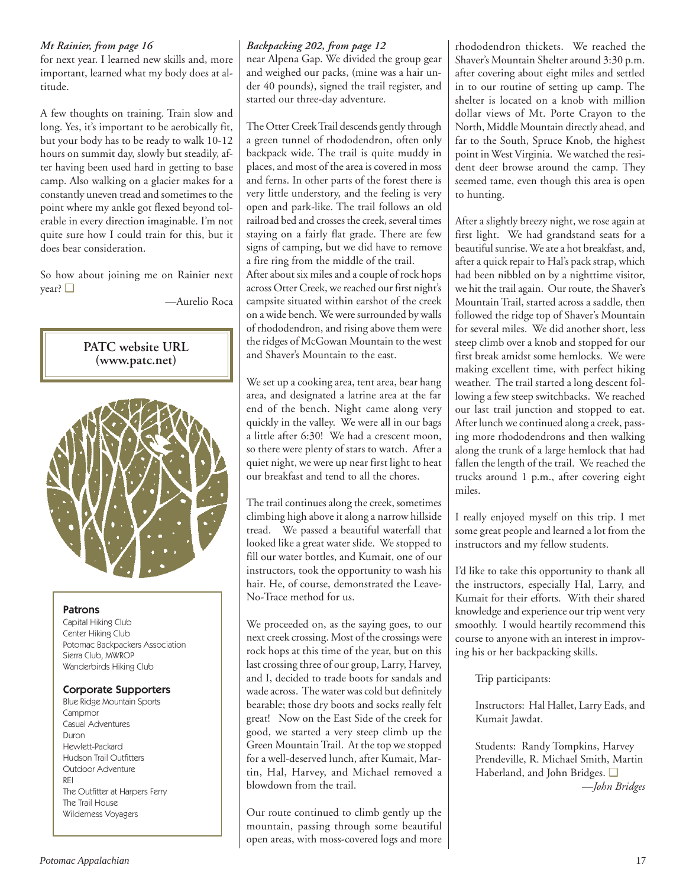*Mt Rainier, from page 16*

for next year. I learned new skills and, more important, learned what my body does at altitude.

A few thoughts on training. Train slow and long. Yes, it's important to be aerobically fit, but your body has to be ready to walk 10-12 hours on summit day, slowly but steadily, after having been used hard in getting to base camp. Also walking on a glacier makes for a constantly uneven tread and sometimes to the point where my ankle got flexed beyond tolerable in every direction imaginable. I'm not quite sure how I could train for this, but it does bear consideration.

So how about joining me on Rainier next year? ❑

—Aurelio Roca

**PATC website URL (www.patc.net)**

**Patrons**

Capital Hiking Club
Center Hiking Club
Potomac Backpackers Association
Sierra Club, MWROP
Wanderbirds Hiking Club

**Corporate Supporters**

Blue Ridge Mountain Sports
Campmor
Casual Adventures
Duron
Hewlett-Packard
Hudson Trail Outfitters
Outdoor Adventure
REI
The Outfitter at Harpers Ferry
The Trail House
Wilderness Voyagers

*Backpacking 202, from page 12*

near Alpena Gap. We divided the group gear and weighed our packs, (mine was a hair under 40 pounds), signed the trail register, and started our three-day adventure.

The Otter Creek Trail descends gently through a green tunnel of rhododendron, often only backpack wide. The trail is quite muddy in places, and most of the area is covered in moss and ferns. In other parts of the forest there is very little understory, and the feeling is very open and park-like. The trail follows an old railroad bed and crosses the creek, several times staying on a fairly flat grade. There are few signs of camping, but we did have to remove a fire ring from the middle of the trail.
After about six miles and a couple of rock hops across Otter Creek, we reached our first night's campsite situated within earshot of the creek on a wide bench. We were surrounded by walls of rhododendron, and rising above them were the ridges of McGowan Mountain to the west and Shaver's Mountain to the east.

We set up a cooking area, tent area, bear hang area, and designated a latrine area at the far end of the bench. Night came along very quickly in the valley. We were all in our bags a little after 6:30! We had a crescent moon, so there were plenty of stars to watch. After a quiet night, we were up near first light to heat our breakfast and tend to all the chores.

The trail continues along the creek, sometimes climbing high above it along a narrow hillside tread. We passed a beautiful waterfall that looked like a great water slide. We stopped to fill our water bottles, and Kumait, one of our instructors, took the opportunity to wash his hair. He, of course, demonstrated the Leave-No-Trace method for us.

We proceeded on, as the saying goes, to our next creek crossing. Most of the crossings were rock hops at this time of the year, but on this last crossing three of our group, Larry, Harvey, and I, decided to trade boots for sandals and wade across. The water was cold but definitely bearable; those dry boots and socks really felt great! Now on the East Side of the creek for good, we started a very steep climb up the Green Mountain Trail. At the top we stopped for a well-deserved lunch, after Kumait, Martin, Hal, Harvey, and Michael removed a blowdown from the trail.

Our route continued to climb gently up the mountain, passing through some beautiful open areas, with moss-covered logs and more rhododendron thickets. We reached the Shaver's Mountain Shelter around 3:30 p.m. after covering about eight miles and settled in to our routine of setting up camp. The shelter is located on a knob with million dollar views of Mt. Porte Crayon to the North, Middle Mountain directly ahead, and far to the South, Spruce Knob, the highest point in West Virginia. We watched the resident deer browse around the camp. They seemed tame, even though this area is open to hunting.

After a slightly breezy night, we rose again at first light. We had grandstand seats for a beautiful sunrise. We ate a hot breakfast, and, after a quick repair to Hal's pack strap, which had been nibbled on by a nighttime visitor, we hit the trail again. Our route, the Shaver's Mountain Trail, started across a saddle, then followed the ridge top of Shaver's Mountain for several miles. We did another short, less steep climb over a knob and stopped for our first break amidst some hemlocks. We were making excellent time, with perfect hiking weather. The trail started a long descent following a few steep switchbacks. We reached our last trail junction and stopped to eat. After lunch we continued along a creek, passing more rhododendrons and then walking along the trunk of a large hemlock that had fallen the length of the trail. We reached the trucks around 1 p.m., after covering eight miles.

I really enjoyed myself on this trip. I met some great people and learned a lot from the instructors and my fellow students.

I'd like to take this opportunity to thank all the instructors, especially Hal, Larry, and Kumait for their efforts. With their shared knowledge and experience our trip went very smoothly. I would heartily recommend this course to anyone with an interest in improving his or her backpacking skills.

Trip participants:

Instructors: Hal Hallet, Larry Eads, and Kumait Jawdat.

Students: Randy Tompkins, Harvey Prendeville, R. Michael Smith, Martin Haberland, and John Bridges. ❑

*—John Bridges*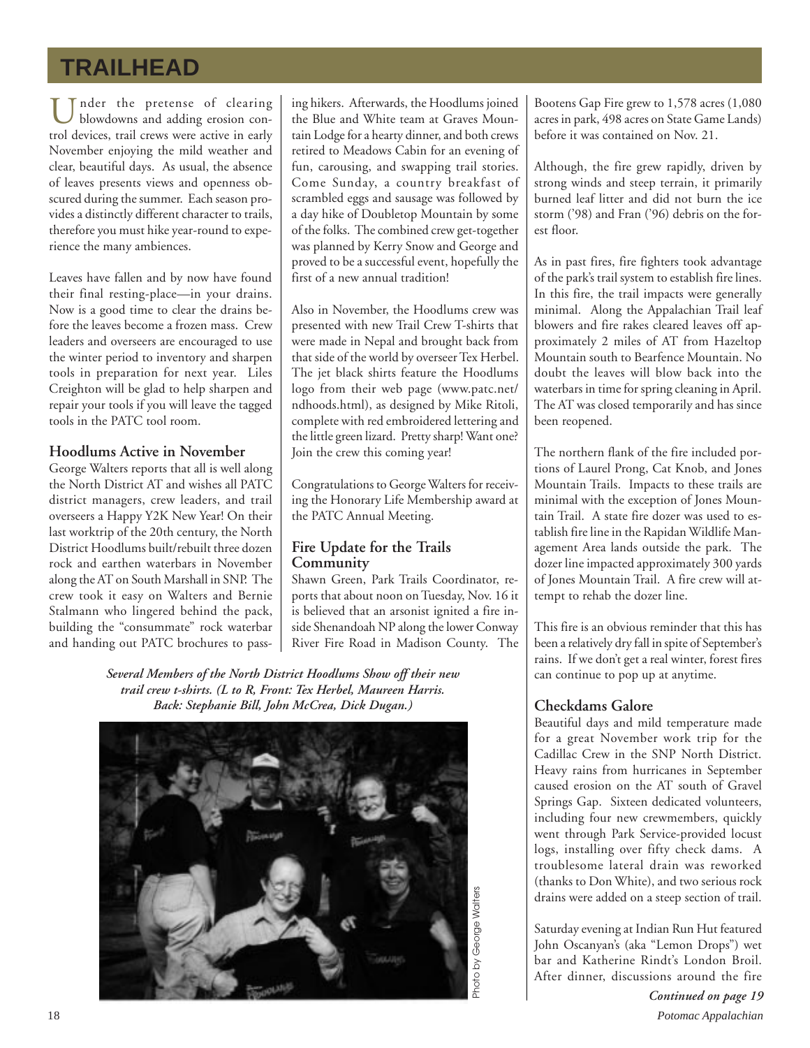# TRAILHEAD

Under the pretense of clearing blowdowns and adding erosion control devices, trail crews were active in early November enjoying the mild weather and clear, beautiful days. As usual, the absence of leaves presents views and openness obscured during the summer. Each season provides a distinctly different character to trails, therefore you must hike year-round to experience the many ambiences.

Leaves have fallen and by now have found their final resting-place—in your drains. Now is a good time to clear the drains before the leaves become a frozen mass. Crew leaders and overseers are encouraged to use the winter period to inventory and sharpen tools in preparation for next year. Liles Creighton will be glad to help sharpen and repair your tools if you will leave the tagged tools in the PATC tool room.

### Hoodlums Active in November

George Walters reports that all is well along the North District AT and wishes all PATC district managers, crew leaders, and trail overseers a Happy Y2K New Year! On their last worktrip of the 20th century, the North District Hoodlums built/rebuilt three dozen rock and earthen waterbars in November along the AT on South Marshall in SNP. The crew took it easy on Walters and Bernie Stalmann who lingered behind the pack, building the "consummate" rock waterbar and handing out PATC brochures to passing hikers. Afterwards, the Hoodlums joined the Blue and White team at Graves Mountain Lodge for a hearty dinner, and both crews retired to Meadows Cabin for an evening of fun, carousing, and swapping trail stories. Come Sunday, a country breakfast of scrambled eggs and sausage was followed by a day hike of Doubletop Mountain by some of the folks. The combined crew get-together was planned by Kerry Snow and George and proved to be a successful event, hopefully the first of a new annual tradition!

Also in November, the Hoodlums crew was presented with new Trail Crew T-shirts that were made in Nepal and brought back from that side of the world by overseer Tex Herbel. The jet black shirts feature the Hoodlums logo from their web page (www.patc.net/ndhoods.html), as designed by Mike Ritoli, complete with red embroidered lettering and the little green lizard. Pretty sharp! Want one? Join the crew this coming year!

Congratulations to George Walters for receiving the Honorary Life Membership award at the PATC Annual Meeting.

### Fire Update for the Trails Community

Shawn Green, Park Trails Coordinator, reports that about noon on Tuesday, Nov. 16 it is believed that an arsonist ignited a fire inside Shenandoah NP along the lower Conway River Fire Road in Madison County. The Bootens Gap Fire grew to 1,578 acres (1,080 acres in park, 498 acres on State Game Lands) before it was contained on Nov. 21.

Although, the fire grew rapidly, driven by strong winds and steep terrain, it primarily burned leaf litter and did not burn the ice storm ('98) and Fran ('96) debris on the forest floor.

As in past fires, fire fighters took advantage of the park's trail system to establish fire lines. In this fire, the trail impacts were generally minimal. Along the Appalachian Trail leaf blowers and fire rakes cleared leaves off approximately 2 miles of AT from Hazeltop Mountain south to Bearfence Mountain. No doubt the leaves will blow back into the waterbars in time for spring cleaning in April. The AT was closed temporarily and has since been reopened.

The northern flank of the fire included portions of Laurel Prong, Cat Knob, and Jones Mountain Trails. Impacts to these trails are minimal with the exception of Jones Mountain Trail. A state fire dozer was used to establish fire line in the Rapidan Wildlife Management Area lands outside the park. The dozer line impacted approximately 300 yards of Jones Mountain Trail. A fire crew will attempt to rehab the dozer line.

This fire is an obvious reminder that this has been a relatively dry fall in spite of September's rains. If we don't get a real winter, forest fires can continue to pop up at anytime.

*Several Members of the North District Hoodlums Show off their new trail crew t-shirts. (L to R, Front: Tex Herbel, Maureen Harris. Back: Stephanie Bill, John McCrea, Dick Dugan.)*

Photo by George Walters

### Checkdams Galore

Beautiful days and mild temperature made for a great November work trip for the Cadillac Crew in the SNP North District. Heavy rains from hurricanes in September caused erosion on the AT south of Gravel Springs Gap. Sixteen dedicated volunteers, including four new crewmembers, quickly went through Park Service-provided locust logs, installing over fifty check dams. A troublesome lateral drain was reworked (thanks to Don White), and two serious rock drains were added on a steep section of trail.

Saturday evening at Indian Run Hut featured John Oscanyan's (aka "Lemon Drops") wet bar and Katherine Rindt's London Broil. After dinner, discussions around the fire

*Continued on page 19*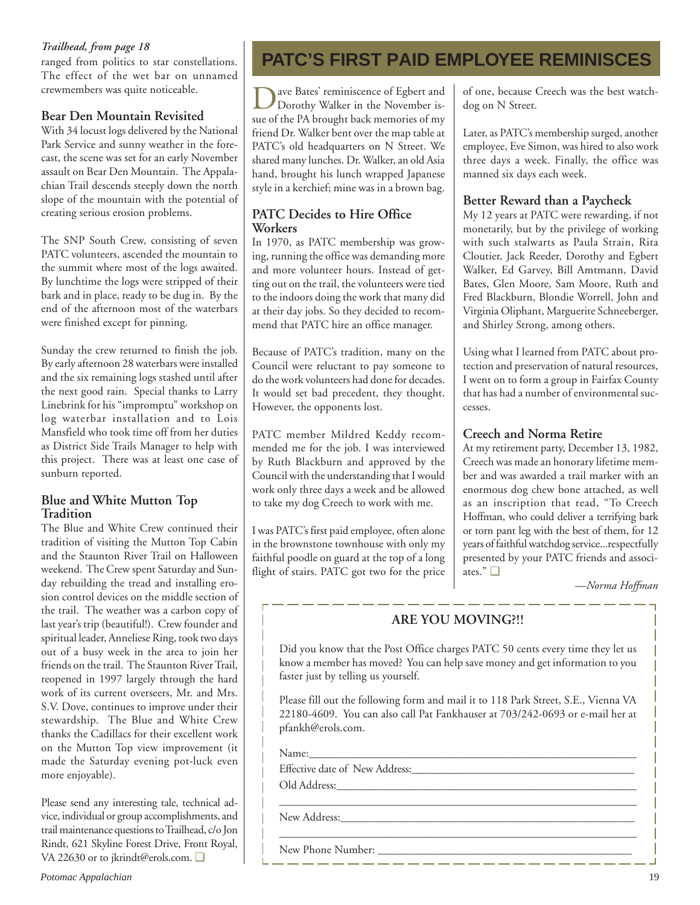*Trailhead, from page 18*

ranged from politics to star constellations. The effect of the wet bar on unnamed crewmembers was quite noticeable.

### Bear Den Mountain Revisited

With 34 locust logs delivered by the National Park Service and sunny weather in the forecast, the scene was set for an early November assault on Bear Den Mountain. The Appalachian Trail descends steeply down the north slope of the mountain with the potential of creating serious erosion problems.

The SNP South Crew, consisting of seven PATC volunteers, ascended the mountain to the summit where most of the logs awaited. By lunchtime the logs were stripped of their bark and in place, ready to be dug in. By the end of the afternoon most of the waterbars were finished except for pinning.

Sunday the crew returned to finish the job. By early afternoon 28 waterbars were installed and the six remaining logs stashed until after the next good rain. Special thanks to Larry Linebrink for his "impromptu" workshop on log waterbar installation and to Lois Mansfield who took time off from her duties as District Side Trails Manager to help with this project. There was at least one case of sunburn reported.

### Blue and White Mutton Top Tradition

The Blue and White Crew continued their tradition of visiting the Mutton Top Cabin and the Staunton River Trail on Halloween weekend. The Crew spent Saturday and Sunday rebuilding the tread and installing erosion control devices on the middle section of the trail. The weather was a carbon copy of last year's trip (beautiful!). Crew founder and spiritual leader, Anneliese Ring, took two days out of a busy week in the area to join her friends on the trail. The Staunton River Trail, reopened in 1997 largely through the hard work of its current overseers, Mr. and Mrs. S.V. Dove, continues to improve under their stewardship. The Blue and White Crew thanks the Cadillacs for their excellent work on the Mutton Top view improvement (it made the Saturday evening pot-luck even more enjoyable).

Please send any interesting tale, technical advice, individual or group accomplishments, and trail maintenance questions to Trailhead, c/o Jon Rindt, 621 Skyline Forest Drive, Front Royal, VA 22630 or to jkrindt@erols.com. ❑

# PATC'S FIRST PAID EMPLOYEE REMINISCES

Dave Bates' reminiscence of Egbert and Dorothy Walker in the November issue of the PA brought back memories of my friend Dr. Walker bent over the map table at PATC's old headquarters on N Street. We shared many lunches. Dr. Walker, an old Asia hand, brought his lunch wrapped Japanese style in a kerchief; mine was in a brown bag.

### PATC Decides to Hire Office Workers

In 1970, as PATC membership was growing, running the office was demanding more and more volunteer hours. Instead of getting out on the trail, the volunteers were tied to the indoors doing the work that many did at their day jobs. So they decided to recommend that PATC hire an office manager.

Because of PATC's tradition, many on the Council were reluctant to pay someone to do the work volunteers had done for decades. It would set bad precedent, they thought. However, the opponents lost.

PATC member Mildred Keddy recommended me for the job. I was interviewed by Ruth Blackburn and approved by the Council with the understanding that I would work only three days a week and be allowed to take my dog Creech to work with me.

I was PATC's first paid employee, often alone in the brownstone townhouse with only my faithful poodle on guard at the top of a long flight of stairs. PATC got two for the price of one, because Creech was the best watchdog on N Street.

Later, as PATC's membership surged, another employee, Eve Simon, was hired to also work three days a week. Finally, the office was manned six days each week.

### Better Reward than a Paycheck

My 12 years at PATC were rewarding, if not monetarily, but by the privilege of working with such stalwarts as Paula Strain, Rita Cloutier, Jack Reeder, Dorothy and Egbert Walker, Ed Garvey, Bill Amtmann, David Bates, Glen Moore, Sam Moore, Ruth and Fred Blackburn, Blondie Worrell, John and Virginia Oliphant, Marguerite Schneeberger, and Shirley Strong, among others.

Using what I learned from PATC about protection and preservation of natural resources, I went on to form a group in Fairfax County that has had a number of environmental successes.

### Creech and Norma Retire

At my retirement party, December 13, 1982, Creech was made an honorary lifetime member and was awarded a trail marker with an enormous dog chew bone attached, as well as an inscription that read, "To Creech Hoffman, who could deliver a terrifying bark or torn pant leg with the best of them, for 12 years of faithful watchdog service...respectfully presented by your PATC friends and associates." ❑

*—Norma Hoffman*

### ARE YOU MOVING?!!

Did you know that the Post Office charges PATC 50 cents every time they let us know a member has moved? You can help save money and get information to you faster just by telling us yourself.

Please fill out the following form and mail it to 118 Park Street, S.E., Vienna VA 22180-4609. You can also call Pat Fankhauser at 703/242-0693 or e-mail her at pfankh@erols.com.

Name:______________________________________________

Effective date of New Address:______________________________

Old Address:_________________________________________

_____________________________________________________

New Address:________________________________________

_____________________________________________________

New Phone Number: ___________________________________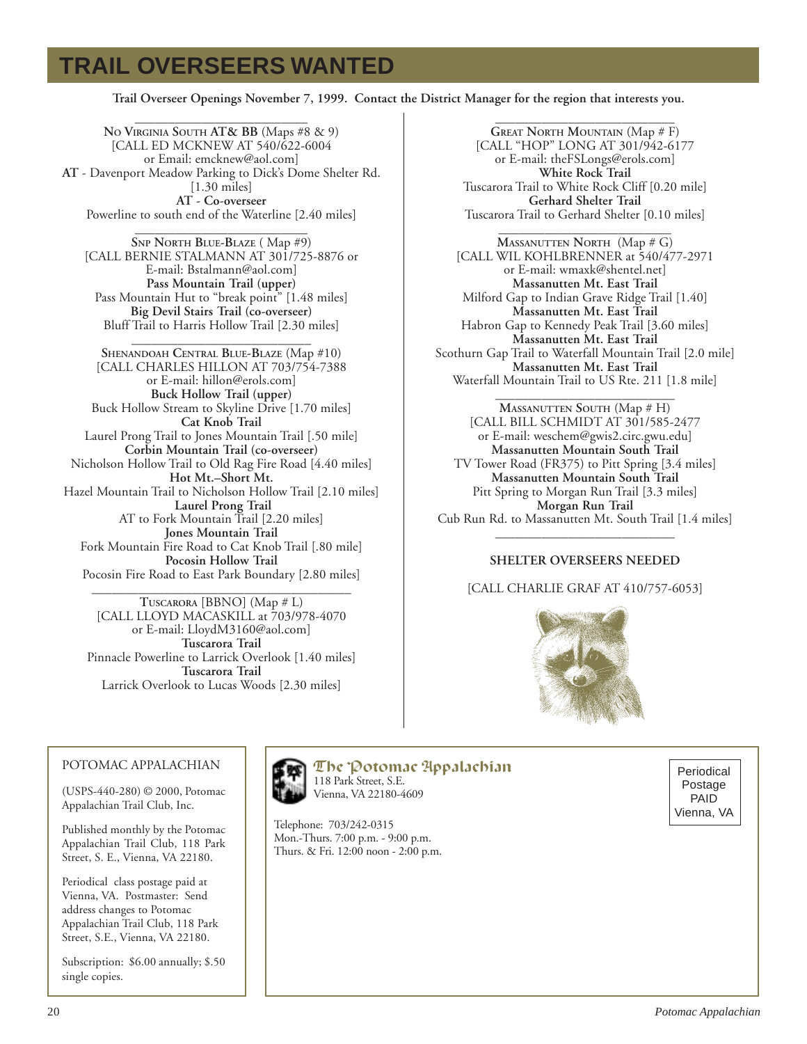# TRAIL OVERSEERS WANTED

**Trail Overseer Openings November 7, 1999. Contact the District Manager for the region that interests you.**

---

**No Virginia South AT& BB** (Maps #8 & 9)
[CALL ED MCKNEW AT 540/622-6004
or Email: emcknew@aol.com]
**AT** - Davenport Meadow Parking to Dick's Dome Shelter Rd. [1.30 miles]
**AT - Co-overseer**
Powerline to south end of the Waterline [2.40 miles]

---

**Snp North Blue-Blaze** ( Map #9)
[CALL BERNIE STALMANN AT 301/725-8876 or
E-mail: Bstalmann@aol.com]
**Pass Mountain Trail (upper)**
Pass Mountain Hut to "break point" [1.48 miles]
**Big Devil Stairs Trail (co-overseer)**
Bluff Trail to Harris Hollow Trail [2.30 miles]

---

**Shenandoah Central Blue-Blaze** (Map #10)
[CALL CHARLES HILLON AT 703/754-7388
or E-mail: hillon@erols.com]
**Buck Hollow Trail (upper)**
Buck Hollow Stream to Skyline Drive [1.70 miles]
**Cat Knob Trail**
Laurel Prong Trail to Jones Mountain Trail [.50 mile]
**Corbin Mountain Trail (co-overseer)**
Nicholson Hollow Trail to Old Rag Fire Road [4.40 miles]
**Hot Mt.–Short Mt.**
Hazel Mountain Trail to Nicholson Hollow Trail [2.10 miles]
**Laurel Prong Trail**
AT to Fork Mountain Trail [2.20 miles]
**Jones Mountain Trail**
Fork Mountain Fire Road to Cat Knob Trail [.80 mile]
**Pocosin Hollow Trail**
Pocosin Fire Road to East Park Boundary [2.80 miles]

---

**Tuscarora** [BBNO] (Map # L)
[CALL LLOYD MACASKILL at 703/978-4070
or E-mail: LloydM3160@aol.com]
**Tuscarora Trail**
Pinnacle Powerline to Larrick Overlook [1.40 miles]
**Tuscarora Trail**
Larrick Overlook to Lucas Woods [2.30 miles]

---

**Great North Mountain** (Map # F)
[CALL "HOP" LONG AT 301/942-6177
or E-mail: theFSLongs@erols.com]
**White Rock Trail**
Tuscarora Trail to White Rock Cliff [0.20 mile]
**Gerhard Shelter Trail**
Tuscarora Trail to Gerhard Shelter [0.10 miles]

---

**Massanutten North** (Map # G)
[CALL WIL KOHLBRENNER at 540/477-2971
or E-mail: wmaxk@shentel.net]
**Massanutten Mt. East Trail**
Milford Gap to Indian Grave Ridge Trail [1.40]
**Massanutten Mt. East Trail**
Habron Gap to Kennedy Peak Trail [3.60 miles]
**Massanutten Mt. East Trail**
Scothurn Gap Trail to Waterfall Mountain Trail [2.0 mile]
**Massanutten Mt. East Trail**
Waterfall Mountain Trail to US Rte. 211 [1.8 mile]

---

**Massanutten South** (Map # H)
[CALL BILL SCHMIDT AT 301/585-2477
or E-mail: weschem@gwis2.circ.gwu.edu]
**Massanutten Mountain South Trail**
TV Tower Road (FR375) to Pitt Spring [3.4 miles]
**Massanutten Mountain South Trail**
Pitt Spring to Morgan Run Trail [3.3 miles]
**Morgan Run Trail**
Cub Run Rd. to Massanutten Mt. South Trail [1.4 miles]

---

**SHELTER OVERSEERS NEEDED**

[CALL CHARLIE GRAF AT 410/757-6053]

---

POTOMAC APPALACHIAN

(USPS-440-280) © 2000, Potomac Appalachian Trail Club, Inc.

Published monthly by the Potomac Appalachian Trail Club, 118 Park Street, S. E., Vienna, VA 22180.

Periodical class postage paid at Vienna, VA. Postmaster: Send address changes to Potomac Appalachian Trail Club, 118 Park Street, S.E., Vienna, VA 22180.

Subscription: $6.00 annually; $.50 single copies.

---

**The Potomac Appalachian**
118 Park Street, S.E.
Vienna, VA 22180-4609

Telephone: 703/242-0315
Mon.-Thurs. 7:00 p.m. - 9:00 p.m.
Thurs. & Fri. 12:00 noon - 2:00 p.m.

Periodical Postage PAID Vienna, VA